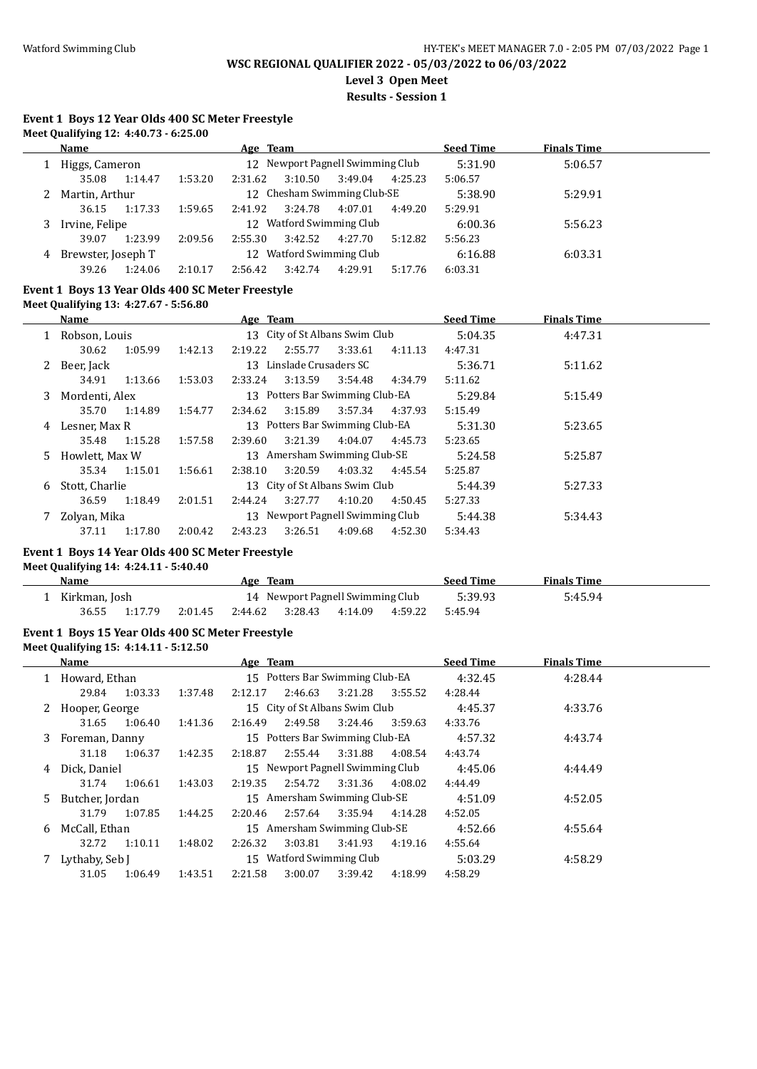**WSC REGIONAL QUALIFIER 2022 - 05/03/2022 to 06/03/2022**

**Level 3 Open Meet**

**Results - Session 1**

### Event 1 Boys 12 Year Olds 400 SC Meter Freestyle

Meet Qualifying 12: 4:40.73 - 6:25.00

| | Name | Age | Team | Seed Time | Finals Time |
|---|---|---|---|---|---|
| 1 | Higgs, Cameron | 12 | Newport Pagnell Swimming Club | 5:31.90 | 5:06.57 |
| | 35.08 1:14.47 1:53.20 2:31.62 3:10.50 3:49.04 4:25.23 5:06.57 | | | | |
| 2 | Martin, Arthur | 12 | Chesham Swimming Club-SE | 5:38.90 | 5:29.91 |
| | 36.15 1:17.33 1:59.65 2:41.92 3:24.78 4:07.01 4:49.20 5:29.91 | | | | |
| 3 | Irvine, Felipe | 12 | Watford Swimming Club | 6:00.36 | 5:56.23 |
| | 39.07 1:23.99 2:09.56 2:55.30 3:42.52 4:27.70 5:12.82 5:56.23 | | | | |
| 4 | Brewster, Joseph T | 12 | Watford Swimming Club | 6:16.88 | 6:03.31 |
| | 39.26 1:24.06 2:10.17 2:56.42 3:42.74 4:29.91 5:17.76 6:03.31 | | | | |

### Event 1 Boys 13 Year Olds 400 SC Meter Freestyle

Meet Qualifying 13: 4:27.67 - 5:56.80

| | Name | Age | Team | Seed Time | Finals Time |
|---|---|---|---|---|---|
| 1 | Robson, Louis | 13 | City of St Albans Swim Club | 5:04.35 | 4:47.31 |
| | 30.62 1:05.99 1:42.13 2:19.22 2:55.77 3:33.61 4:11.13 4:47.31 | | | | |
| 2 | Beer, Jack | 13 | Linslade Crusaders SC | 5:36.71 | 5:11.62 |
| | 34.91 1:13.66 1:53.03 2:33.24 3:13.59 3:54.48 4:34.79 5:11.62 | | | | |
| 3 | Mordenti, Alex | 13 | Potters Bar Swimming Club-EA | 5:29.84 | 5:15.49 |
| | 35.70 1:14.89 1:54.77 2:34.62 3:15.89 3:57.34 4:37.93 5:15.49 | | | | |
| 4 | Lesner, Max R | 13 | Potters Bar Swimming Club-EA | 5:31.30 | 5:23.65 |
| | 35.48 1:15.28 1:57.58 2:39.60 3:21.39 4:04.07 4:45.73 5:23.65 | | | | |
| 5 | Howlett, Max W | 13 | Amersham Swimming Club-SE | 5:24.58 | 5:25.87 |
| | 35.34 1:15.01 1:56.61 2:38.10 3:20.59 4:03.32 4:45.54 5:25.87 | | | | |
| 6 | Stott, Charlie | 13 | City of St Albans Swim Club | 5:44.39 | 5:27.33 |
| | 36.59 1:18.49 2:01.51 2:44.24 3:27.77 4:10.20 4:50.45 5:27.33 | | | | |
| 7 | Zolyan, Mika | 13 | Newport Pagnell Swimming Club | 5:44.38 | 5:34.43 |
| | 37.11 1:17.80 2:00.42 2:43.23 3:26.51 4:09.68 4:52.30 5:34.43 | | | | |

### Event 1 Boys 14 Year Olds 400 SC Meter Freestyle

Meet Qualifying 14: 4:24.11 - 5:40.40

| | Name | Age | Team | Seed Time | Finals Time |
|---|---|---|---|---|---|
| 1 | Kirkman, Josh | 14 | Newport Pagnell Swimming Club | 5:39.93 | 5:45.94 |
| | 36.55 1:17.79 2:01.45 2:44.62 3:28.43 4:14.09 4:59.22 5:45.94 | | | | |

### Event 1 Boys 15 Year Olds 400 SC Meter Freestyle

Meet Qualifying 15: 4:14.11 - 5:12.50

| | Name | Age | Team | Seed Time | Finals Time |
|---|---|---|---|---|---|
| 1 | Howard, Ethan | 15 | Potters Bar Swimming Club-EA | 4:32.45 | 4:28.44 |
| | 29.84 1:03.33 1:37.48 2:12.17 2:46.63 3:21.28 3:55.52 4:28.44 | | | | |
| 2 | Hooper, George | 15 | City of St Albans Swim Club | 4:45.37 | 4:33.76 |
| | 31.65 1:06.40 1:41.36 2:16.49 2:49.58 3:24.46 3:59.63 4:33.76 | | | | |
| 3 | Foreman, Danny | 15 | Potters Bar Swimming Club-EA | 4:57.32 | 4:43.74 |
| | 31.18 1:06.37 1:42.35 2:18.87 2:55.44 3:31.88 4:08.54 4:43.74 | | | | |
| 4 | Dick, Daniel | 15 | Newport Pagnell Swimming Club | 4:45.06 | 4:44.49 |
| | 31.74 1:06.61 1:43.03 2:19.35 2:54.72 3:31.36 4:08.02 4:44.49 | | | | |
| 5 | Butcher, Jordan | 15 | Amersham Swimming Club-SE | 4:51.09 | 4:52.05 |
| | 31.79 1:07.85 1:44.25 2:20.46 2:57.64 3:35.94 4:14.28 4:52.05 | | | | |
| 6 | McCall, Ethan | 15 | Amersham Swimming Club-SE | 4:52.66 | 4:55.64 |
| | 32.72 1:10.11 1:48.02 2:26.32 3:03.81 3:41.93 4:19.16 4:55.64 | | | | |
| 7 | Lythaby, Seb J | 15 | Watford Swimming Club | 5:03.29 | 4:58.29 |
| | 31.05 1:06.49 1:43.51 2:21.58 3:00.07 3:39.42 4:18.99 4:58.29 | | | | |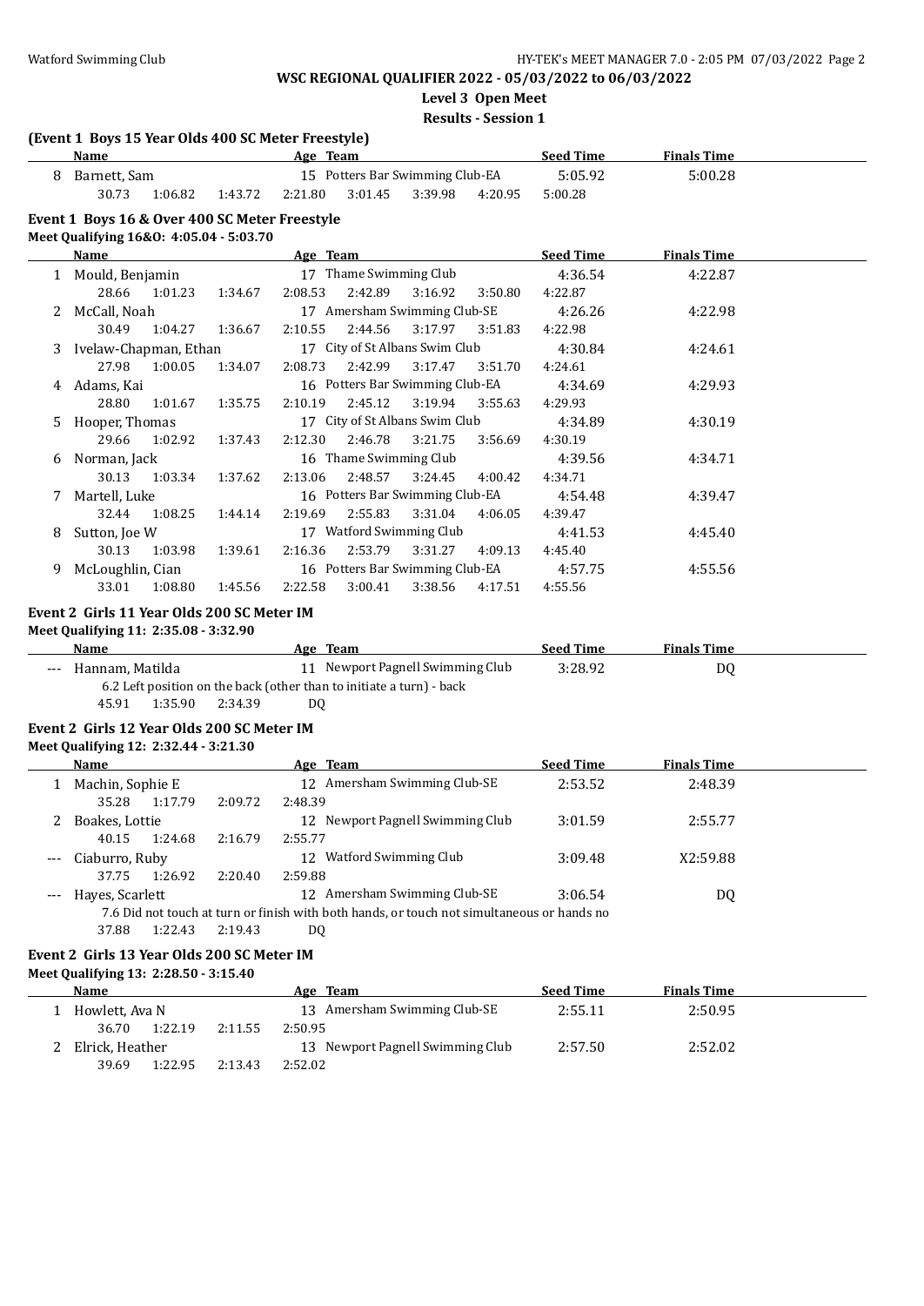**WSC REGIONAL QUALIFIER 2022 - 05/03/2022 to 06/03/2022**

**Level 3 Open Meet**

**Results - Session 1**

### (Event 1 Boys 15 Year Olds 400 SC Meter Freestyle)

| | Name | Age | Team | Seed Time | Finals Time |
|---|---|---|---|---|---|
| 8 | Barnett, Sam | 15 | Potters Bar Swimming Club-EA | 5:05.92 | 5:00.28 |
| | 30.73 1:06.82 1:43.72 2:21.80 3:01.45 3:39.98 4:20.95 5:00.28 | | | | |

### Event 1 Boys 16 & Over 400 SC Meter Freestyle

Meet Qualifying 16&O: 4:05.04 - 5:03.70

| | Name | Age | Team | Seed Time | Finals Time |
|---|---|---|---|---|---|
| 1 | Mould, Benjamin | 17 | Thame Swimming Club | 4:36.54 | 4:22.87 |
| | 28.66 1:01.23 1:34.67 2:08.53 2:42.89 3:16.92 3:50.80 4:22.87 | | | | |
| 2 | McCall, Noah | 17 | Amersham Swimming Club-SE | 4:26.26 | 4:22.98 |
| | 30.49 1:04.27 1:36.67 2:10.55 2:44.56 3:17.97 3:51.83 4:22.98 | | | | |
| 3 | Ivelaw-Chapman, Ethan | 17 | City of St Albans Swim Club | 4:30.84 | 4:24.61 |
| | 27.98 1:00.05 1:34.07 2:08.73 2:42.99 3:17.47 3:51.70 4:24.61 | | | | |
| 4 | Adams, Kai | 16 | Potters Bar Swimming Club-EA | 4:34.69 | 4:29.93 |
| | 28.80 1:01.67 1:35.75 2:10.19 2:45.12 3:19.94 3:55.63 4:29.93 | | | | |
| 5 | Hooper, Thomas | 17 | City of St Albans Swim Club | 4:34.89 | 4:30.19 |
| | 29.66 1:02.92 1:37.43 2:12.30 2:46.78 3:21.75 3:56.69 4:30.19 | | | | |
| 6 | Norman, Jack | 16 | Thame Swimming Club | 4:39.56 | 4:34.71 |
| | 30.13 1:03.34 1:37.62 2:13.06 2:48.57 3:24.45 4:00.42 4:34.71 | | | | |
| 7 | Martell, Luke | 16 | Potters Bar Swimming Club-EA | 4:54.48 | 4:39.47 |
| | 32.44 1:08.25 1:44.14 2:19.69 2:55.83 3:31.04 4:06.05 4:39.47 | | | | |
| 8 | Sutton, Joe W | 17 | Watford Swimming Club | 4:41.53 | 4:45.40 |
| | 30.13 1:03.98 1:39.61 2:16.36 2:53.79 3:31.27 4:09.13 4:45.40 | | | | |
| 9 | McLoughlin, Cian | 16 | Potters Bar Swimming Club-EA | 4:57.75 | 4:55.56 |
| | 33.01 1:08.80 1:45.56 2:22.58 3:00.41 3:38.56 4:17.51 4:55.56 | | | | |

### Event 2 Girls 11 Year Olds 200 SC Meter IM

Meet Qualifying 11: 2:35.08 - 3:32.90

| | Name | Age | Team | Seed Time | Finals Time |
|---|---|---|---|---|---|
| --- | Hannam, Matilda | 11 | Newport Pagnell Swimming Club | 3:28.92 | DQ |
| | 6.2 Left position on the back (other than to initiate a turn) - back | | | | |
| | 45.91 1:35.90 2:34.39 DQ | | | | |

### Event 2 Girls 12 Year Olds 200 SC Meter IM

Meet Qualifying 12: 2:32.44 - 3:21.30

| | Name | Age | Team | Seed Time | Finals Time |
|---|---|---|---|---|---|
| 1 | Machin, Sophie E | 12 | Amersham Swimming Club-SE | 2:53.52 | 2:48.39 |
| | 35.28 1:17.79 2:09.72 2:48.39 | | | | |
| 2 | Boakes, Lottie | 12 | Newport Pagnell Swimming Club | 3:01.59 | 2:55.77 |
| | 40.15 1:24.68 2:16.79 2:55.77 | | | | |
| --- | Ciaburro, Ruby | 12 | Watford Swimming Club | 3:09.48 | X2:59.88 |
| | 37.75 1:26.92 2:20.40 2:59.88 | | | | |
| --- | Hayes, Scarlett | 12 | Amersham Swimming Club-SE | 3:06.54 | DQ |
| | 7.6 Did not touch at turn or finish with both hands, or touch not simultaneous or hands no | | | | |
| | 37.88 1:22.43 2:19.43 DQ | | | | |

### Event 2 Girls 13 Year Olds 200 SC Meter IM

Meet Qualifying 13: 2:28.50 - 3:15.40

| | Name | Age | Team | Seed Time | Finals Time |
|---|---|---|---|---|---|
| 1 | Howlett, Ava N | 13 | Amersham Swimming Club-SE | 2:55.11 | 2:50.95 |
| | 36.70 1:22.19 2:11.55 2:50.95 | | | | |
| 2 | Elrick, Heather | 13 | Newport Pagnell Swimming Club | 2:57.50 | 2:52.02 |
| | 39.69 1:22.95 2:13.43 2:52.02 | | | | |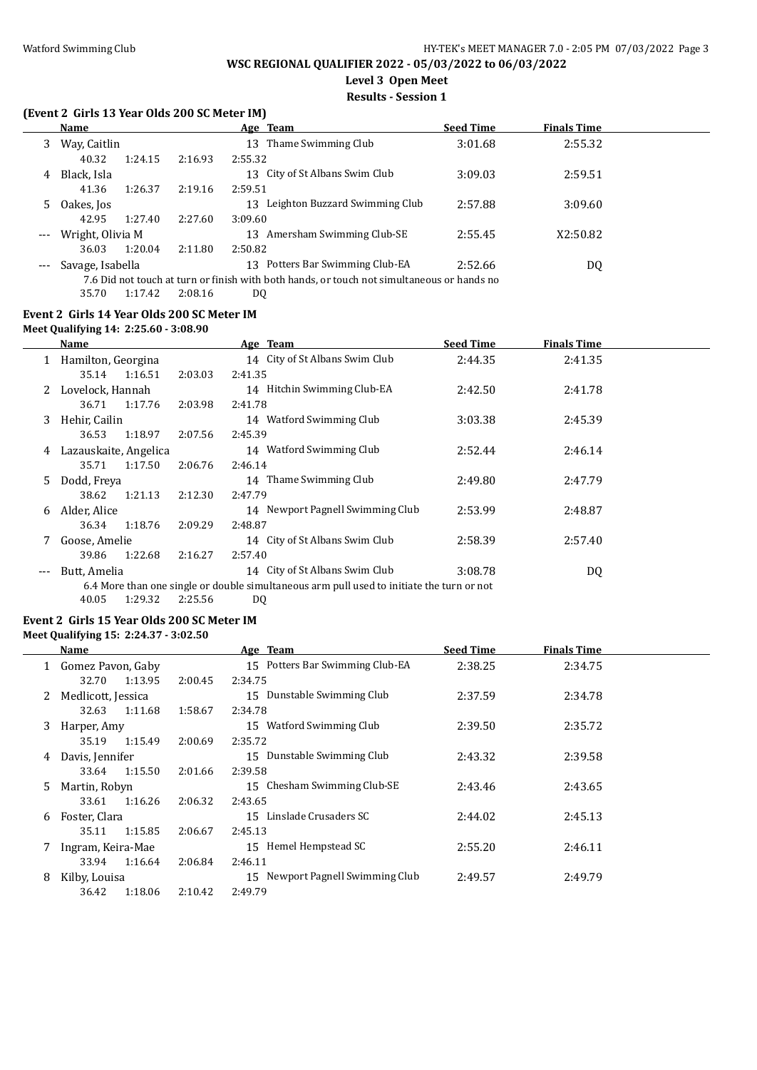# WSC REGIONAL QUALIFIER 2022 - 05/03/2022 to 06/03/2022

## Level 3 Open Meet

### Results - Session 1

#### (Event 2 Girls 13 Year Olds 200 SC Meter IM)

| | Name | Age | Team | Seed Time | Finals Time |
|---|---|---|---|---|---|
| 3 | Way, Caitlin | 13 | Thame Swimming Club | 3:01.68 | 2:55.32 |
| | 40.32 1:24.15 2:16.93 2:55.32 | | | | |
| 4 | Black, Isla | 13 | City of St Albans Swim Club | 3:09.03 | 2:59.51 |
| | 41.36 1:26.37 2:19.16 2:59.51 | | | | |
| 5 | Oakes, Jos | 13 | Leighton Buzzard Swimming Club | 2:57.88 | 3:09.60 |
| | 42.95 1:27.40 2:27.60 3:09.60 | | | | |
| --- | Wright, Olivia M | 13 | Amersham Swimming Club-SE | 2:55.45 | X2:50.82 |
| | 36.03 1:20.04 2:11.80 2:50.82 | | | | |
| --- | Savage, Isabella | 13 | Potters Bar Swimming Club-EA | 2:52.66 | DQ |
| | 7.6 Did not touch at turn or finish with both hands, or touch not simultaneous or hands no | | | | |
| | 35.70 1:17.42 2:08.16 DQ | | | | |

#### Event 2 Girls 14 Year Olds 200 SC Meter IM

Meet Qualifying 14: 2:25.60 - 3:08.90

| | Name | Age | Team | Seed Time | Finals Time |
|---|---|---|---|---|---|
| 1 | Hamilton, Georgina | 14 | City of St Albans Swim Club | 2:44.35 | 2:41.35 |
| | 35.14 1:16.51 2:03.03 2:41.35 | | | | |
| 2 | Lovelock, Hannah | 14 | Hitchin Swimming Club-EA | 2:42.50 | 2:41.78 |
| | 36.71 1:17.76 2:03.98 2:41.78 | | | | |
| 3 | Hehir, Cailin | 14 | Watford Swimming Club | 3:03.38 | 2:45.39 |
| | 36.53 1:18.97 2:07.56 2:45.39 | | | | |
| 4 | Lazauskaite, Angelica | 14 | Watford Swimming Club | 2:52.44 | 2:46.14 |
| | 35.71 1:17.50 2:06.76 2:46.14 | | | | |
| 5 | Dodd, Freya | 14 | Thame Swimming Club | 2:49.80 | 2:47.79 |
| | 38.62 1:21.13 2:12.30 2:47.79 | | | | |
| 6 | Alder, Alice | 14 | Newport Pagnell Swimming Club | 2:53.99 | 2:48.87 |
| | 36.34 1:18.76 2:09.29 2:48.87 | | | | |
| 7 | Goose, Amelie | 14 | City of St Albans Swim Club | 2:58.39 | 2:57.40 |
| | 39.86 1:22.68 2:16.27 2:57.40 | | | | |
| --- | Butt, Amelia | 14 | City of St Albans Swim Club | 3:08.78 | DQ |
| | 6.4 More than one single or double simultaneous arm pull used to initiate the turn or not | | | | |
| | 40.05 1:29.32 2:25.56 DQ | | | | |

#### Event 2 Girls 15 Year Olds 200 SC Meter IM

Meet Qualifying 15: 2:24.37 - 3:02.50

| | Name | Age | Team | Seed Time | Finals Time |
|---|---|---|---|---|---|
| 1 | Gomez Pavon, Gaby | 15 | Potters Bar Swimming Club-EA | 2:38.25 | 2:34.75 |
| | 32.70 1:13.95 2:00.45 2:34.75 | | | | |
| 2 | Medlicott, Jessica | 15 | Dunstable Swimming Club | 2:37.59 | 2:34.78 |
| | 32.63 1:11.68 1:58.67 2:34.78 | | | | |
| 3 | Harper, Amy | 15 | Watford Swimming Club | 2:39.50 | 2:35.72 |
| | 35.19 1:15.49 2:00.69 2:35.72 | | | | |
| 4 | Davis, Jennifer | 15 | Dunstable Swimming Club | 2:43.32 | 2:39.58 |
| | 33.64 1:15.50 2:01.66 2:39.58 | | | | |
| 5 | Martin, Robyn | 15 | Chesham Swimming Club-SE | 2:43.46 | 2:43.65 |
| | 33.61 1:16.26 2:06.32 2:43.65 | | | | |
| 6 | Foster, Clara | 15 | Linslade Crusaders SC | 2:44.02 | 2:45.13 |
| | 35.11 1:15.85 2:06.67 2:45.13 | | | | |
| 7 | Ingram, Keira-Mae | 15 | Hemel Hempstead SC | 2:55.20 | 2:46.11 |
| | 33.94 1:16.64 2:06.84 2:46.11 | | | | |
| 8 | Kilby, Louisa | 15 | Newport Pagnell Swimming Club | 2:49.57 | 2:49.79 |
| | 36.42 1:18.06 2:10.42 2:49.79 | | | | |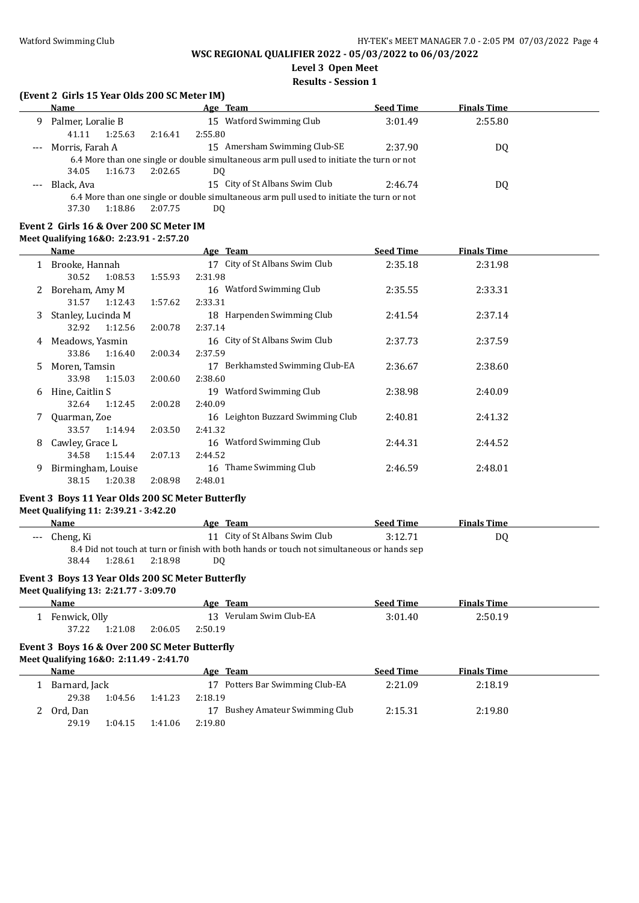# WSC REGIONAL QUALIFIER 2022 - 05/03/2022 to 06/03/2022

## Level 3 Open Meet

### Results - Session 1

#### (Event 2 Girls 15 Year Olds 200 SC Meter IM)

| | Name | Age | Team | Seed Time | Finals Time |
|---|---|---|---|---|---|
| 9 | Palmer, Loralie B | 15 | Watford Swimming Club | 3:01.49 | 2:55.80 |
| | 41.11 1:25.63 2:16.41 2:55.80 | | | | |
| --- | Morris, Farah A | 15 | Amersham Swimming Club-SE | 2:37.90 | DQ |
| | 6.4 More than one single or double simultaneous arm pull used to initiate the turn or not | | | | |
| | 34.05 1:16.73 2:02.65 DQ | | | | |
| --- | Black, Ava | 15 | City of St Albans Swim Club | 2:46.74 | DQ |
| | 6.4 More than one single or double simultaneous arm pull used to initiate the turn or not | | | | |
| | 37.30 1:18.86 2:07.75 DQ | | | | |

#### Event 2 Girls 16 & Over 200 SC Meter IM

Meet Qualifying 16&O: 2:23.91 - 2:57.20

| | Name | Age | Team | Seed Time | Finals Time |
|---|---|---|---|---|---|
| 1 | Brooke, Hannah | 17 | City of St Albans Swim Club | 2:35.18 | 2:31.98 |
| | 30.52 1:08.53 1:55.93 2:31.98 | | | | |
| 2 | Boreham, Amy M | 16 | Watford Swimming Club | 2:35.55 | 2:33.31 |
| | 31.57 1:12.43 1:57.62 2:33.31 | | | | |
| 3 | Stanley, Lucinda M | 18 | Harpenden Swimming Club | 2:41.54 | 2:37.14 |
| | 32.92 1:12.56 2:00.78 2:37.14 | | | | |
| 4 | Meadows, Yasmin | 16 | City of St Albans Swim Club | 2:37.73 | 2:37.59 |
| | 33.86 1:16.40 2:00.34 2:37.59 | | | | |
| 5 | Moren, Tamsin | 17 | Berkhamsted Swimming Club-EA | 2:36.67 | 2:38.60 |
| | 33.98 1:15.03 2:00.60 2:38.60 | | | | |
| 6 | Hine, Caitlin S | 19 | Watford Swimming Club | 2:38.98 | 2:40.09 |
| | 32.64 1:12.45 2:00.28 2:40.09 | | | | |
| 7 | Quarman, Zoe | 16 | Leighton Buzzard Swimming Club | 2:40.81 | 2:41.32 |
| | 33.57 1:14.94 2:03.50 2:41.32 | | | | |
| 8 | Cawley, Grace L | 16 | Watford Swimming Club | 2:44.31 | 2:44.52 |
| | 34.58 1:15.44 2:07.13 2:44.52 | | | | |
| 9 | Birmingham, Louise | 16 | Thame Swimming Club | 2:46.59 | 2:48.01 |
| | 38.15 1:20.38 2:08.98 2:48.01 | | | | |

#### Event 3 Boys 11 Year Olds 200 SC Meter Butterfly

Meet Qualifying 11: 2:39.21 - 3:42.20

| | Name | Age | Team | Seed Time | Finals Time |
|---|---|---|---|---|---|
| --- | Cheng, Ki | 11 | City of St Albans Swim Club | 3:12.71 | DQ |
| | 8.4 Did not touch at turn or finish with both hands or touch not simultaneous or hands sep | | | | |
| | 38.44 1:28.61 2:18.98 DQ | | | | |

#### Event 3 Boys 13 Year Olds 200 SC Meter Butterfly

Meet Qualifying 13: 2:21.77 - 3:09.70

| | Name | Age | Team | Seed Time | Finals Time |
|---|---|---|---|---|---|
| 1 | Fenwick, Olly | 13 | Verulam Swim Club-EA | 3:01.40 | 2:50.19 |
| | 37.22 1:21.08 2:06.05 2:50.19 | | | | |

#### Event 3 Boys 16 & Over 200 SC Meter Butterfly

Meet Qualifying 16&O: 2:11.49 - 2:41.70

| | Name | Age | Team | Seed Time | Finals Time |
|---|---|---|---|---|---|
| 1 | Barnard, Jack | 17 | Potters Bar Swimming Club-EA | 2:21.09 | 2:18.19 |
| | 29.38 1:04.56 1:41.23 2:18.19 | | | | |
| 2 | Ord, Dan | 17 | Bushey Amateur Swimming Club | 2:15.31 | 2:19.80 |
| | 29.19 1:04.15 1:41.06 2:19.80 | | | | |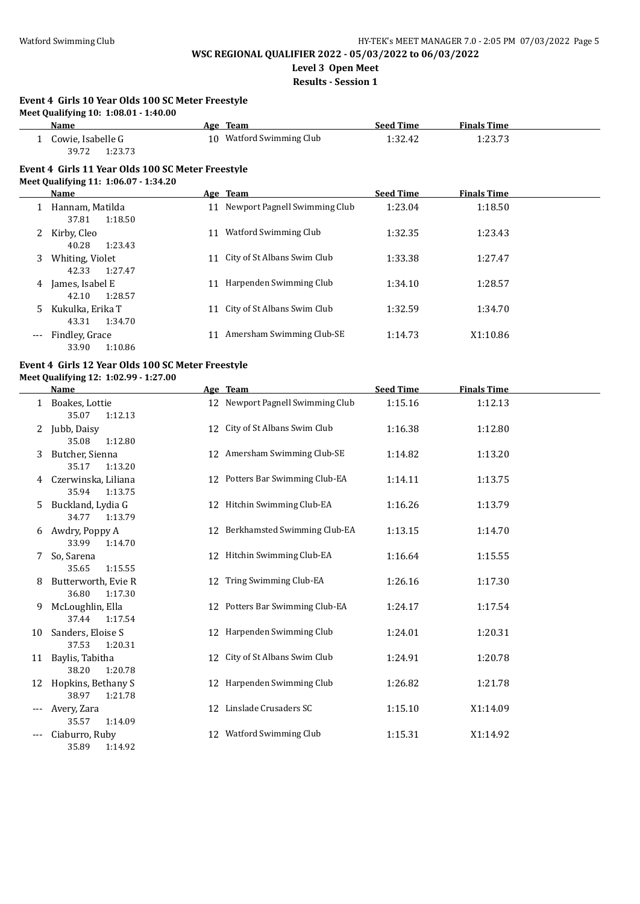**WSC REGIONAL QUALIFIER 2022 - 05/03/2022 to 06/03/2022**

**Level 3 Open Meet**

**Results - Session 1**

### Event 4 Girls 10 Year Olds 100 SC Meter Freestyle

**Meet Qualifying 10: 1:08.01 - 1:40.00**

| | Name | Age | Team | Seed Time | Finals Time |
|---|---|---|---|---|---|
| 1 | Cowie, Isabelle G | 10 | Watford Swimming Club | 1:32.42 | 1:23.73 |
| | 39.72 1:23.73 | | | | |

### Event 4 Girls 11 Year Olds 100 SC Meter Freestyle

**Meet Qualifying 11: 1:06.07 - 1:34.20**

| | Name | Age | Team | Seed Time | Finals Time |
|---|---|---|---|---|---|
| 1 | Hannam, Matilda | 11 | Newport Pagnell Swimming Club | 1:23.04 | 1:18.50 |
| | 37.81 1:18.50 | | | | |
| 2 | Kirby, Cleo | 11 | Watford Swimming Club | 1:32.35 | 1:23.43 |
| | 40.28 1:23.43 | | | | |
| 3 | Whiting, Violet | 11 | City of St Albans Swim Club | 1:33.38 | 1:27.47 |
| | 42.33 1:27.47 | | | | |
| 4 | James, Isabel E | 11 | Harpenden Swimming Club | 1:34.10 | 1:28.57 |
| | 42.10 1:28.57 | | | | |
| 5 | Kukulka, Erika T | 11 | City of St Albans Swim Club | 1:32.59 | 1:34.70 |
| | 43.31 1:34.70 | | | | |
| --- | Findley, Grace | 11 | Amersham Swimming Club-SE | 1:14.73 | X1:10.86 |
| | 33.90 1:10.86 | | | | |

### Event 4 Girls 12 Year Olds 100 SC Meter Freestyle

**Meet Qualifying 12: 1:02.99 - 1:27.00**

| | Name | Age | Team | Seed Time | Finals Time |
|---|---|---|---|---|---|
| 1 | Boakes, Lottie | 12 | Newport Pagnell Swimming Club | 1:15.16 | 1:12.13 |
| | 35.07 1:12.13 | | | | |
| 2 | Jubb, Daisy | 12 | City of St Albans Swim Club | 1:16.38 | 1:12.80 |
| | 35.08 1:12.80 | | | | |
| 3 | Butcher, Sienna | 12 | Amersham Swimming Club-SE | 1:14.82 | 1:13.20 |
| | 35.17 1:13.20 | | | | |
| 4 | Czerwinska, Liliana | 12 | Potters Bar Swimming Club-EA | 1:14.11 | 1:13.75 |
| | 35.94 1:13.75 | | | | |
| 5 | Buckland, Lydia G | 12 | Hitchin Swimming Club-EA | 1:16.26 | 1:13.79 |
| | 34.77 1:13.79 | | | | |
| 6 | Awdry, Poppy A | 12 | Berkhamsted Swimming Club-EA | 1:13.15 | 1:14.70 |
| | 33.99 1:14.70 | | | | |
| 7 | So, Sarena | 12 | Hitchin Swimming Club-EA | 1:16.64 | 1:15.55 |
| | 35.65 1:15.55 | | | | |
| 8 | Butterworth, Evie R | 12 | Tring Swimming Club-EA | 1:26.16 | 1:17.30 |
| | 36.80 1:17.30 | | | | |
| 9 | McLoughlin, Ella | 12 | Potters Bar Swimming Club-EA | 1:24.17 | 1:17.54 |
| | 37.44 1:17.54 | | | | |
| 10 | Sanders, Eloise S | 12 | Harpenden Swimming Club | 1:24.01 | 1:20.31 |
| | 37.53 1:20.31 | | | | |
| 11 | Baylis, Tabitha | 12 | City of St Albans Swim Club | 1:24.91 | 1:20.78 |
| | 38.20 1:20.78 | | | | |
| 12 | Hopkins, Bethany S | 12 | Harpenden Swimming Club | 1:26.82 | 1:21.78 |
| | 38.97 1:21.78 | | | | |
| --- | Avery, Zara | 12 | Linslade Crusaders SC | 1:15.10 | X1:14.09 |
| | 35.57 1:14.09 | | | | |
| --- | Ciaburro, Ruby | 12 | Watford Swimming Club | 1:15.31 | X1:14.92 |
| | 35.89 1:14.92 | | | | |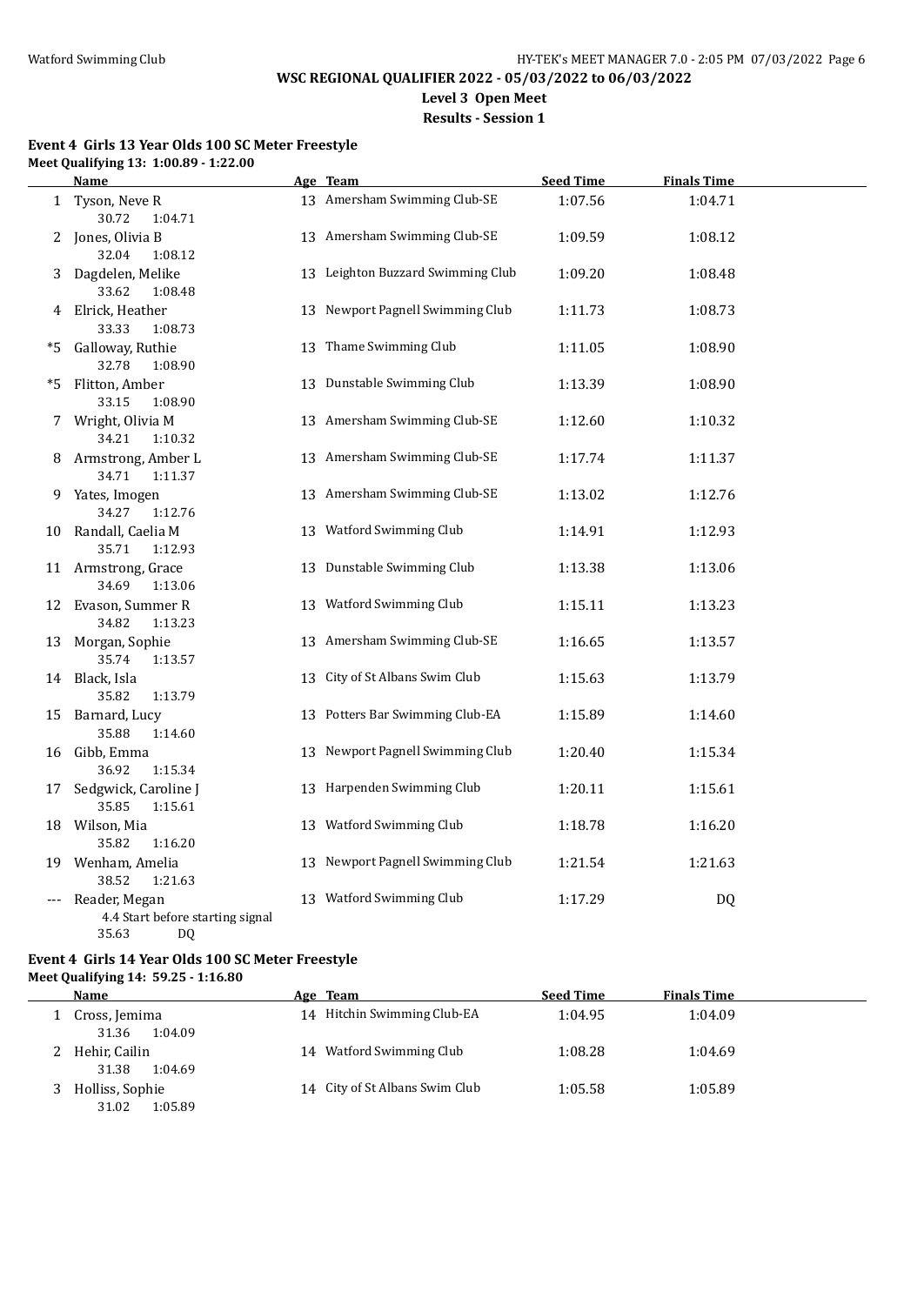**WSC REGIONAL QUALIFIER 2022 - 05/03/2022 to 06/03/2022**

**Level 3 Open Meet**

**Results - Session 1**

### Event 4 Girls 13 Year Olds 100 SC Meter Freestyle

**Meet Qualifying 13: 1:00.89 - 1:22.00**

| | Name | Age | Team | Seed Time | Finals Time |
|---|---|---|---|---|---|
| 1 | Tyson, Neve R<br>30.72 1:04.71 | 13 | Amersham Swimming Club-SE | 1:07.56 | 1:04.71 |
| 2 | Jones, Olivia B<br>32.04 1:08.12 | 13 | Amersham Swimming Club-SE | 1:09.59 | 1:08.12 |
| 3 | Dagdelen, Melike<br>33.62 1:08.48 | 13 | Leighton Buzzard Swimming Club | 1:09.20 | 1:08.48 |
| 4 | Elrick, Heather<br>33.33 1:08.73 | 13 | Newport Pagnell Swimming Club | 1:11.73 | 1:08.73 |
| *5 | Galloway, Ruthie<br>32.78 1:08.90 | 13 | Thame Swimming Club | 1:11.05 | 1:08.90 |
| *5 | Flitton, Amber<br>33.15 1:08.90 | 13 | Dunstable Swimming Club | 1:13.39 | 1:08.90 |
| 7 | Wright, Olivia M<br>34.21 1:10.32 | 13 | Amersham Swimming Club-SE | 1:12.60 | 1:10.32 |
| 8 | Armstrong, Amber L<br>34.71 1:11.37 | 13 | Amersham Swimming Club-SE | 1:17.74 | 1:11.37 |
| 9 | Yates, Imogen<br>34.27 1:12.76 | 13 | Amersham Swimming Club-SE | 1:13.02 | 1:12.76 |
| 10 | Randall, Caelia M<br>35.71 1:12.93 | 13 | Watford Swimming Club | 1:14.91 | 1:12.93 |
| 11 | Armstrong, Grace<br>34.69 1:13.06 | 13 | Dunstable Swimming Club | 1:13.38 | 1:13.06 |
| 12 | Evason, Summer R<br>34.82 1:13.23 | 13 | Watford Swimming Club | 1:15.11 | 1:13.23 |
| 13 | Morgan, Sophie<br>35.74 1:13.57 | 13 | Amersham Swimming Club-SE | 1:16.65 | 1:13.57 |
| 14 | Black, Isla<br>35.82 1:13.79 | 13 | City of St Albans Swim Club | 1:15.63 | 1:13.79 |
| 15 | Barnard, Lucy<br>35.88 1:14.60 | 13 | Potters Bar Swimming Club-EA | 1:15.89 | 1:14.60 |
| 16 | Gibb, Emma<br>36.92 1:15.34 | 13 | Newport Pagnell Swimming Club | 1:20.40 | 1:15.34 |
| 17 | Sedgwick, Caroline J<br>35.85 1:15.61 | 13 | Harpenden Swimming Club | 1:20.11 | 1:15.61 |
| 18 | Wilson, Mia<br>35.82 1:16.20 | 13 | Watford Swimming Club | 1:18.78 | 1:16.20 |
| 19 | Wenham, Amelia<br>38.52 1:21.63 | 13 | Newport Pagnell Swimming Club | 1:21.54 | 1:21.63 |
| --- | Reader, Megan<br>4.4 Start before starting signal<br>35.63 DQ | 13 | Watford Swimming Club | 1:17.29 | DQ |

### Event 4 Girls 14 Year Olds 100 SC Meter Freestyle

**Meet Qualifying 14: 59.25 - 1:16.80**

| | Name | Age | Team | Seed Time | Finals Time |
|---|---|---|---|---|---|
| 1 | Cross, Jemima<br>31.36 1:04.09 | 14 | Hitchin Swimming Club-EA | 1:04.95 | 1:04.09 |
| 2 | Hehir, Cailin<br>31.38 1:04.69 | 14 | Watford Swimming Club | 1:08.28 | 1:04.69 |
| 3 | Holliss, Sophie<br>31.02 1:05.89 | 14 | City of St Albans Swim Club | 1:05.58 | 1:05.89 |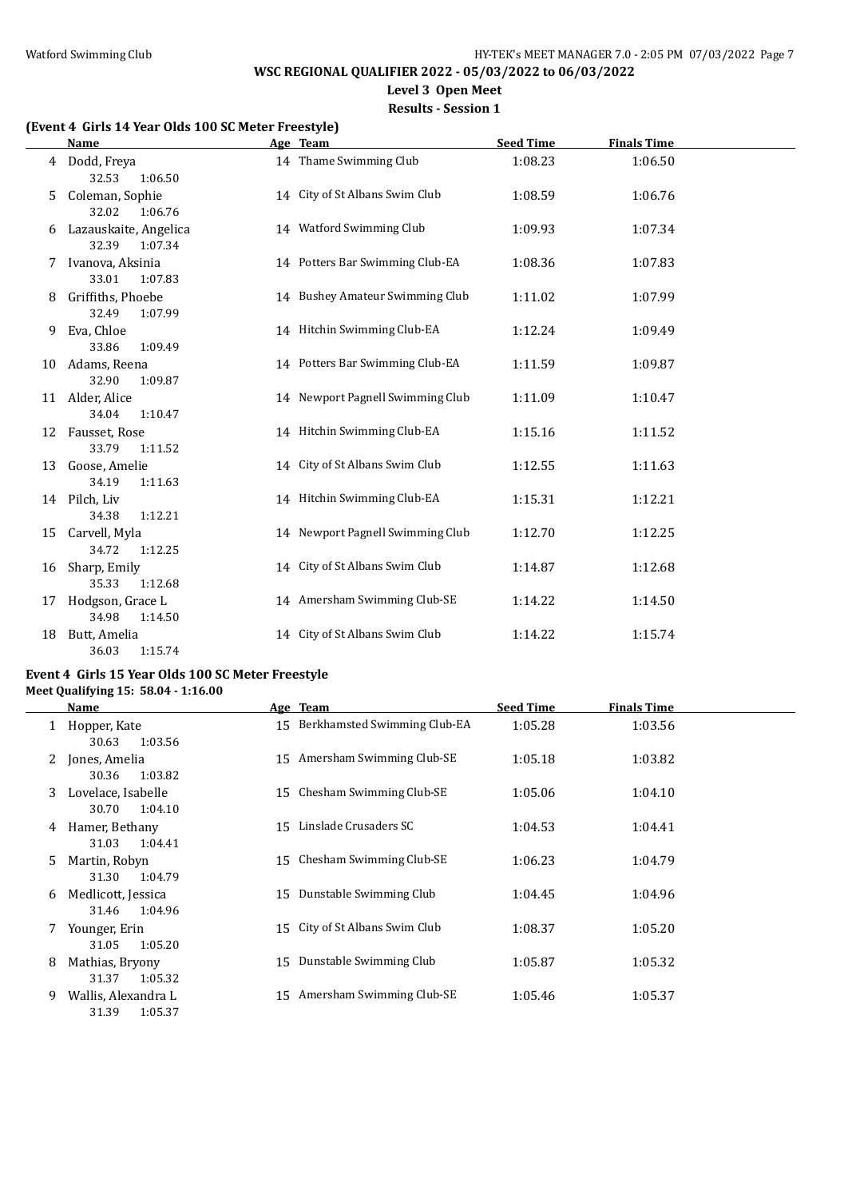# WSC REGIONAL QUALIFIER 2022 - 05/03/2022 to 06/03/2022

## Level 3 Open Meet

### Results - Session 1

#### (Event 4 Girls 14 Year Olds 100 SC Meter Freestyle)

| | Name | Age | Team | Seed Time | Finals Time |
|---|---|---|---|---|---|
| 4 | Dodd, Freya | 14 | Thame Swimming Club | 1:08.23 | 1:06.50 |
| | 32.53 1:06.50 | | | | |
| 5 | Coleman, Sophie | 14 | City of St Albans Swim Club | 1:08.59 | 1:06.76 |
| | 32.02 1:06.76 | | | | |
| 6 | Lazauskaite, Angelica | 14 | Watford Swimming Club | 1:09.93 | 1:07.34 |
| | 32.39 1:07.34 | | | | |
| 7 | Ivanova, Aksinia | 14 | Potters Bar Swimming Club-EA | 1:08.36 | 1:07.83 |
| | 33.01 1:07.83 | | | | |
| 8 | Griffiths, Phoebe | 14 | Bushey Amateur Swimming Club | 1:11.02 | 1:07.99 |
| | 32.49 1:07.99 | | | | |
| 9 | Eva, Chloe | 14 | Hitchin Swimming Club-EA | 1:12.24 | 1:09.49 |
| | 33.86 1:09.49 | | | | |
| 10 | Adams, Reena | 14 | Potters Bar Swimming Club-EA | 1:11.59 | 1:09.87 |
| | 32.90 1:09.87 | | | | |
| 11 | Alder, Alice | 14 | Newport Pagnell Swimming Club | 1:11.09 | 1:10.47 |
| | 34.04 1:10.47 | | | | |
| 12 | Fausset, Rose | 14 | Hitchin Swimming Club-EA | 1:15.16 | 1:11.52 |
| | 33.79 1:11.52 | | | | |
| 13 | Goose, Amelie | 14 | City of St Albans Swim Club | 1:12.55 | 1:11.63 |
| | 34.19 1:11.63 | | | | |
| 14 | Pilch, Liv | 14 | Hitchin Swimming Club-EA | 1:15.31 | 1:12.21 |
| | 34.38 1:12.21 | | | | |
| 15 | Carvell, Myla | 14 | Newport Pagnell Swimming Club | 1:12.70 | 1:12.25 |
| | 34.72 1:12.25 | | | | |
| 16 | Sharp, Emily | 14 | City of St Albans Swim Club | 1:14.87 | 1:12.68 |
| | 35.33 1:12.68 | | | | |
| 17 | Hodgson, Grace L | 14 | Amersham Swimming Club-SE | 1:14.22 | 1:14.50 |
| | 34.98 1:14.50 | | | | |
| 18 | Butt, Amelia | 14 | City of St Albans Swim Club | 1:14.22 | 1:15.74 |
| | 36.03 1:15.74 | | | | |

#### Event 4 Girls 15 Year Olds 100 SC Meter Freestyle

**Meet Qualifying 15: 58.04 - 1:16.00**

| | Name | Age | Team | Seed Time | Finals Time |
|---|---|---|---|---|---|
| 1 | Hopper, Kate | 15 | Berkhamsted Swimming Club-EA | 1:05.28 | 1:03.56 |
| | 30.63 1:03.56 | | | | |
| 2 | Jones, Amelia | 15 | Amersham Swimming Club-SE | 1:05.18 | 1:03.82 |
| | 30.36 1:03.82 | | | | |
| 3 | Lovelace, Isabelle | 15 | Chesham Swimming Club-SE | 1:05.06 | 1:04.10 |
| | 30.70 1:04.10 | | | | |
| 4 | Hamer, Bethany | 15 | Linslade Crusaders SC | 1:04.53 | 1:04.41 |
| | 31.03 1:04.41 | | | | |
| 5 | Martin, Robyn | 15 | Chesham Swimming Club-SE | 1:06.23 | 1:04.79 |
| | 31.30 1:04.79 | | | | |
| 6 | Medlicott, Jessica | 15 | Dunstable Swimming Club | 1:04.45 | 1:04.96 |
| | 31.46 1:04.96 | | | | |
| 7 | Younger, Erin | 15 | City of St Albans Swim Club | 1:08.37 | 1:05.20 |
| | 31.05 1:05.20 | | | | |
| 8 | Mathias, Bryony | 15 | Dunstable Swimming Club | 1:05.87 | 1:05.32 |
| | 31.37 1:05.32 | | | | |
| 9 | Wallis, Alexandra L | 15 | Amersham Swimming Club-SE | 1:05.46 | 1:05.37 |
| | 31.39 1:05.37 | | | | |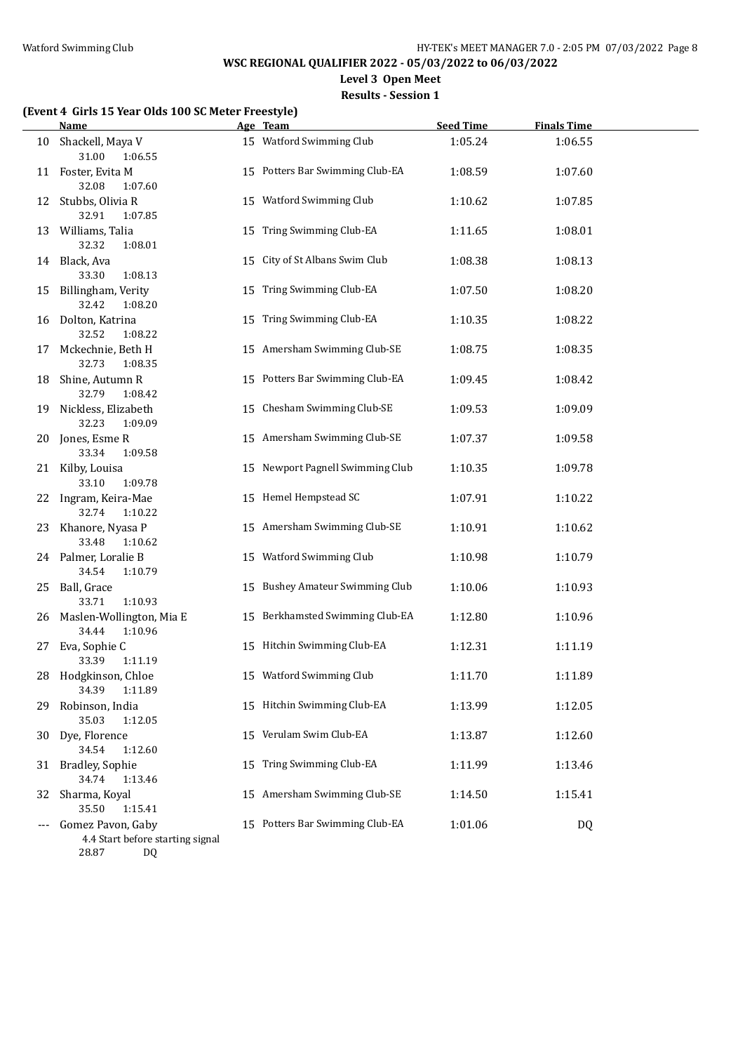**WSC REGIONAL QUALIFIER 2022 - 05/03/2022 to 06/03/2022**

**Level 3 Open Meet**

**Results - Session 1**

### (Event 4 Girls 15 Year Olds 100 SC Meter Freestyle)

| | Name | Age | Team | Seed Time | Finals Time |
|---|---|---|---|---|---|
| 10 | Shackell, Maya V | 15 | Watford Swimming Club | 1:05.24 | 1:06.55 |
| | 31.00 1:06.55 | | | | |
| 11 | Foster, Evita M | 15 | Potters Bar Swimming Club-EA | 1:08.59 | 1:07.60 |
| | 32.08 1:07.60 | | | | |
| 12 | Stubbs, Olivia R | 15 | Watford Swimming Club | 1:10.62 | 1:07.85 |
| | 32.91 1:07.85 | | | | |
| 13 | Williams, Talia | 15 | Tring Swimming Club-EA | 1:11.65 | 1:08.01 |
| | 32.32 1:08.01 | | | | |
| 14 | Black, Ava | 15 | City of St Albans Swim Club | 1:08.38 | 1:08.13 |
| | 33.30 1:08.13 | | | | |
| 15 | Billingham, Verity | 15 | Tring Swimming Club-EA | 1:07.50 | 1:08.20 |
| | 32.42 1:08.20 | | | | |
| 16 | Dolton, Katrina | 15 | Tring Swimming Club-EA | 1:10.35 | 1:08.22 |
| | 32.52 1:08.22 | | | | |
| 17 | Mckechnie, Beth H | 15 | Amersham Swimming Club-SE | 1:08.75 | 1:08.35 |
| | 32.73 1:08.35 | | | | |
| 18 | Shine, Autumn R | 15 | Potters Bar Swimming Club-EA | 1:09.45 | 1:08.42 |
| | 32.79 1:08.42 | | | | |
| 19 | Nickless, Elizabeth | 15 | Chesham Swimming Club-SE | 1:09.53 | 1:09.09 |
| | 32.23 1:09.09 | | | | |
| 20 | Jones, Esme R | 15 | Amersham Swimming Club-SE | 1:07.37 | 1:09.58 |
| | 33.34 1:09.58 | | | | |
| 21 | Kilby, Louisa | 15 | Newport Pagnell Swimming Club | 1:10.35 | 1:09.78 |
| | 33.10 1:09.78 | | | | |
| 22 | Ingram, Keira-Mae | 15 | Hemel Hempstead SC | 1:07.91 | 1:10.22 |
| | 32.74 1:10.22 | | | | |
| 23 | Khanore, Nyasa P | 15 | Amersham Swimming Club-SE | 1:10.91 | 1:10.62 |
| | 33.48 1:10.62 | | | | |
| 24 | Palmer, Loralie B | 15 | Watford Swimming Club | 1:10.98 | 1:10.79 |
| | 34.54 1:10.79 | | | | |
| 25 | Ball, Grace | 15 | Bushey Amateur Swimming Club | 1:10.06 | 1:10.93 |
| | 33.71 1:10.93 | | | | |
| 26 | Maslen-Wollington, Mia E | 15 | Berkhamsted Swimming Club-EA | 1:12.80 | 1:10.96 |
| | 34.44 1:10.96 | | | | |
| 27 | Eva, Sophie C | 15 | Hitchin Swimming Club-EA | 1:12.31 | 1:11.19 |
| | 33.39 1:11.19 | | | | |
| 28 | Hodgkinson, Chloe | 15 | Watford Swimming Club | 1:11.70 | 1:11.89 |
| | 34.39 1:11.89 | | | | |
| 29 | Robinson, India | 15 | Hitchin Swimming Club-EA | 1:13.99 | 1:12.05 |
| | 35.03 1:12.05 | | | | |
| 30 | Dye, Florence | 15 | Verulam Swim Club-EA | 1:13.87 | 1:12.60 |
| | 34.54 1:12.60 | | | | |
| 31 | Bradley, Sophie | 15 | Tring Swimming Club-EA | 1:11.99 | 1:13.46 |
| | 34.74 1:13.46 | | | | |
| 32 | Sharma, Koyal | 15 | Amersham Swimming Club-SE | 1:14.50 | 1:15.41 |
| | 35.50 1:15.41 | | | | |
| --- | Gomez Pavon, Gaby | 15 | Potters Bar Swimming Club-EA | 1:01.06 | DQ |
| | 4.4 Start before starting signal | | | | |
| | 28.87 DQ | | | | |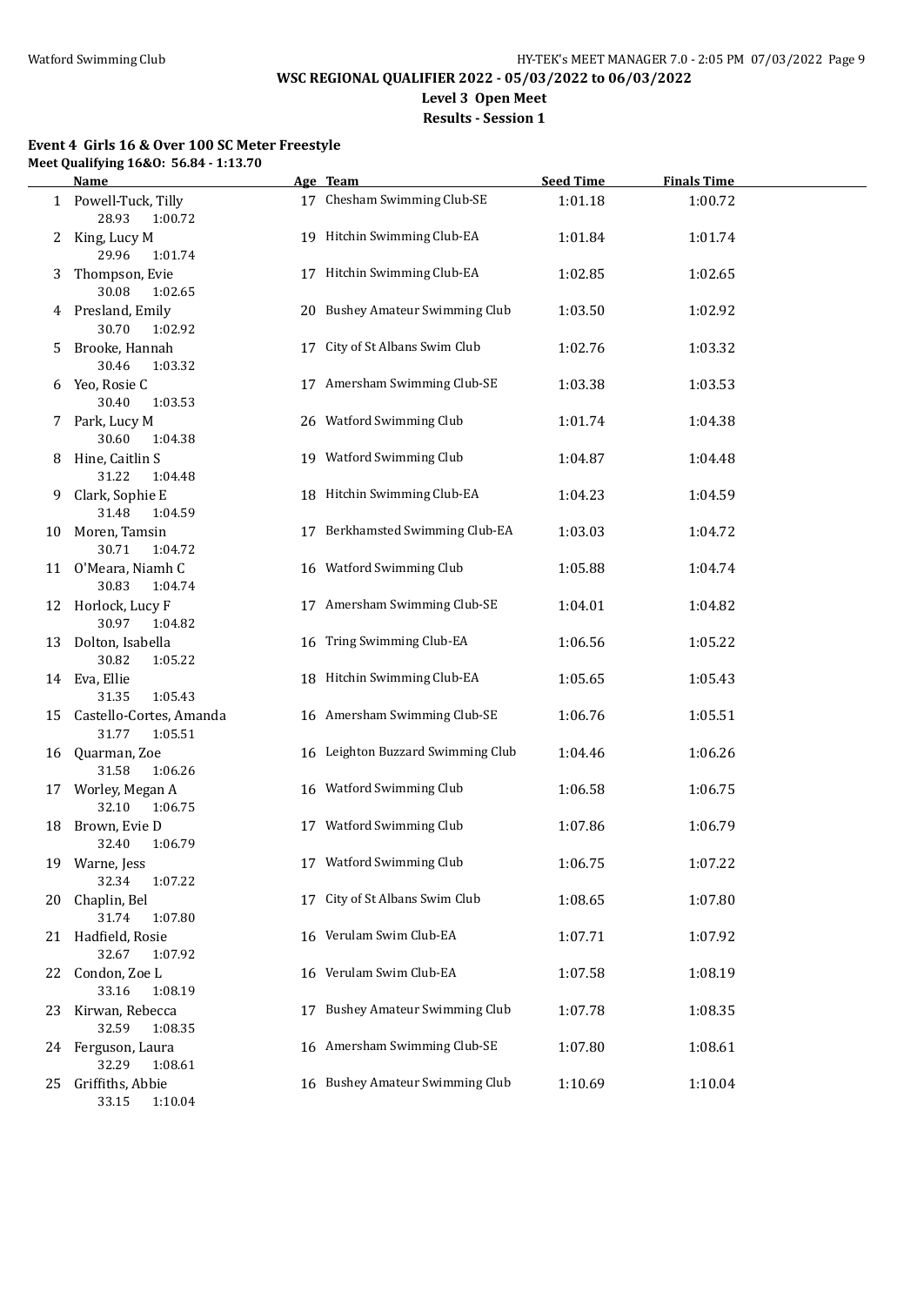**WSC REGIONAL QUALIFIER 2022 - 05/03/2022 to 06/03/2022**

**Level 3 Open Meet**

**Results - Session 1**

### Event 4 Girls 16 & Over 100 SC Meter Freestyle

**Meet Qualifying 16&O: 56.84 - 1:13.70**

| | Name | Age | Team | Seed Time | Finals Time |
|---|---|---|---|---|---|
| 1 | Powell-Tuck, Tilly<br>28.93 1:00.72 | 17 | Chesham Swimming Club-SE | 1:01.18 | 1:00.72 |
| 2 | King, Lucy M<br>29.96 1:01.74 | 19 | Hitchin Swimming Club-EA | 1:01.84 | 1:01.74 |
| 3 | Thompson, Evie<br>30.08 1:02.65 | 17 | Hitchin Swimming Club-EA | 1:02.85 | 1:02.65 |
| 4 | Presland, Emily<br>30.70 1:02.92 | 20 | Bushey Amateur Swimming Club | 1:03.50 | 1:02.92 |
| 5 | Brooke, Hannah<br>30.46 1:03.32 | 17 | City of St Albans Swim Club | 1:02.76 | 1:03.32 |
| 6 | Yeo, Rosie C<br>30.40 1:03.53 | 17 | Amersham Swimming Club-SE | 1:03.38 | 1:03.53 |
| 7 | Park, Lucy M<br>30.60 1:04.38 | 26 | Watford Swimming Club | 1:01.74 | 1:04.38 |
| 8 | Hine, Caitlin S<br>31.22 1:04.48 | 19 | Watford Swimming Club | 1:04.87 | 1:04.48 |
| 9 | Clark, Sophie E<br>31.48 1:04.59 | 18 | Hitchin Swimming Club-EA | 1:04.23 | 1:04.59 |
| 10 | Moren, Tamsin<br>30.71 1:04.72 | 17 | Berkhamsted Swimming Club-EA | 1:03.03 | 1:04.72 |
| 11 | O'Meara, Niamh C<br>30.83 1:04.74 | 16 | Watford Swimming Club | 1:05.88 | 1:04.74 |
| 12 | Horlock, Lucy F<br>30.97 1:04.82 | 17 | Amersham Swimming Club-SE | 1:04.01 | 1:04.82 |
| 13 | Dolton, Isabella<br>30.82 1:05.22 | 16 | Tring Swimming Club-EA | 1:06.56 | 1:05.22 |
| 14 | Eva, Ellie<br>31.35 1:05.43 | 18 | Hitchin Swimming Club-EA | 1:05.65 | 1:05.43 |
| 15 | Castello-Cortes, Amanda<br>31.77 1:05.51 | 16 | Amersham Swimming Club-SE | 1:06.76 | 1:05.51 |
| 16 | Quarman, Zoe<br>31.58 1:06.26 | 16 | Leighton Buzzard Swimming Club | 1:04.46 | 1:06.26 |
| 17 | Worley, Megan A<br>32.10 1:06.75 | 16 | Watford Swimming Club | 1:06.58 | 1:06.75 |
| 18 | Brown, Evie D<br>32.40 1:06.79 | 17 | Watford Swimming Club | 1:07.86 | 1:06.79 |
| 19 | Warne, Jess<br>32.34 1:07.22 | 17 | Watford Swimming Club | 1:06.75 | 1:07.22 |
| 20 | Chaplin, Bel<br>31.74 1:07.80 | 17 | City of St Albans Swim Club | 1:08.65 | 1:07.80 |
| 21 | Hadfield, Rosie<br>32.67 1:07.92 | 16 | Verulam Swim Club-EA | 1:07.71 | 1:07.92 |
| 22 | Condon, Zoe L<br>33.16 1:08.19 | 16 | Verulam Swim Club-EA | 1:07.58 | 1:08.19 |
| 23 | Kirwan, Rebecca<br>32.59 1:08.35 | 17 | Bushey Amateur Swimming Club | 1:07.78 | 1:08.35 |
| 24 | Ferguson, Laura<br>32.29 1:08.61 | 16 | Amersham Swimming Club-SE | 1:07.80 | 1:08.61 |
| 25 | Griffiths, Abbie<br>33.15 1:10.04 | 16 | Bushey Amateur Swimming Club | 1:10.69 | 1:10.04 |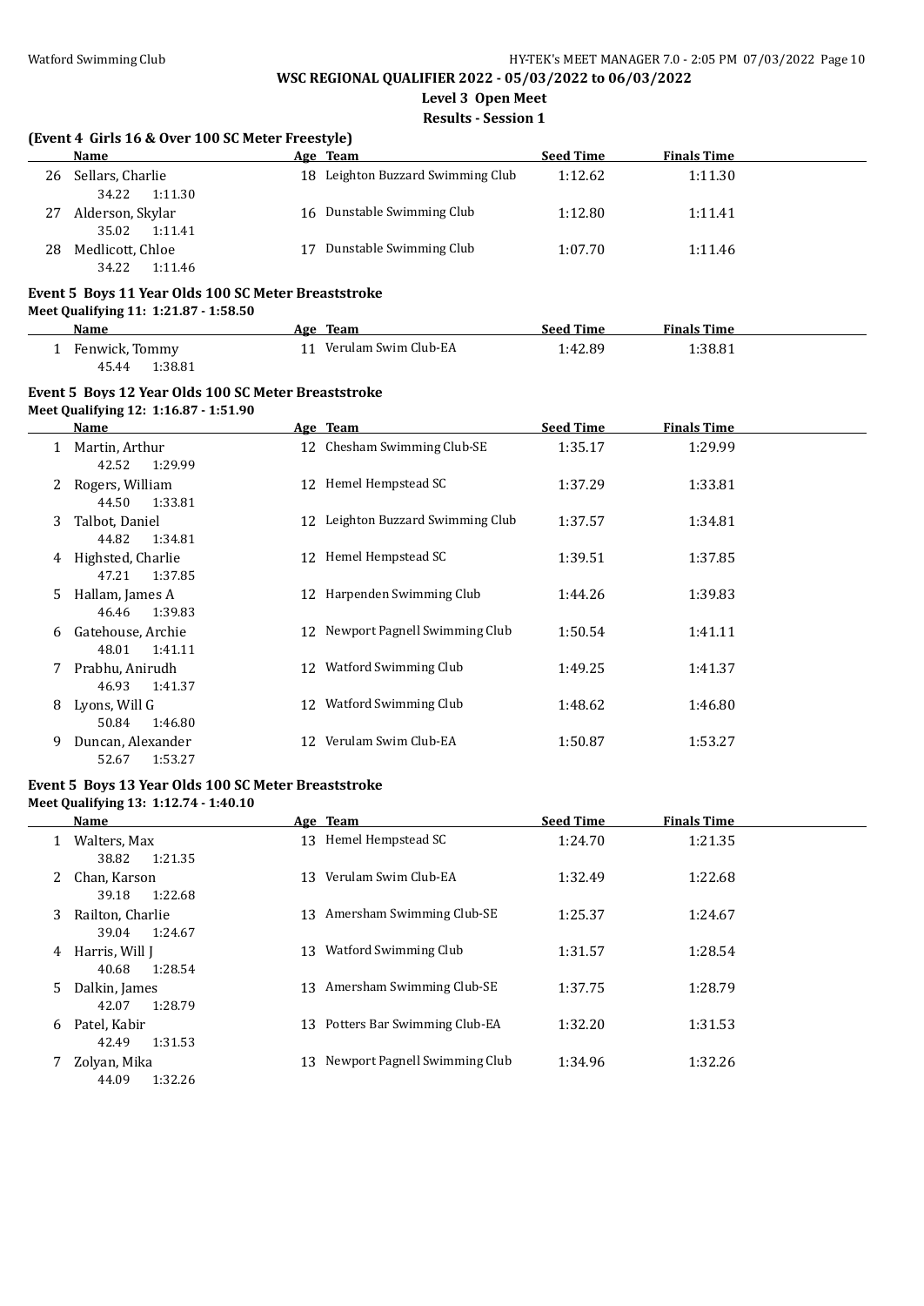**WSC REGIONAL QUALIFIER 2022 - 05/03/2022 to 06/03/2022**

**Level 3 Open Meet**

**Results - Session 1**

### (Event 4 Girls 16 & Over 100 SC Meter Freestyle)

| | Name | Age | Team | Seed Time | Finals Time |
|---|---|---|---|---|---|
| 26 | Sellars, Charlie | 18 | Leighton Buzzard Swimming Club | 1:12.62 | 1:11.30 |
| | 34.22 1:11.30 | | | | |
| 27 | Alderson, Skylar | 16 | Dunstable Swimming Club | 1:12.80 | 1:11.41 |
| | 35.02 1:11.41 | | | | |
| 28 | Medlicott, Chloe | 17 | Dunstable Swimming Club | 1:07.70 | 1:11.46 |
| | 34.22 1:11.46 | | | | |

### Event 5 Boys 11 Year Olds 100 SC Meter Breaststroke

**Meet Qualifying 11: 1:21.87 - 1:58.50**

| | Name | Age | Team | Seed Time | Finals Time |
|---|---|---|---|---|---|
| 1 | Fenwick, Tommy | 11 | Verulam Swim Club-EA | 1:42.89 | 1:38.81 |
| | 45.44 1:38.81 | | | | |

### Event 5 Boys 12 Year Olds 100 SC Meter Breaststroke

**Meet Qualifying 12: 1:16.87 - 1:51.90**

| | Name | Age | Team | Seed Time | Finals Time |
|---|---|---|---|---|---|
| 1 | Martin, Arthur | 12 | Chesham Swimming Club-SE | 1:35.17 | 1:29.99 |
| | 42.52 1:29.99 | | | | |
| 2 | Rogers, William | 12 | Hemel Hempstead SC | 1:37.29 | 1:33.81 |
| | 44.50 1:33.81 | | | | |
| 3 | Talbot, Daniel | 12 | Leighton Buzzard Swimming Club | 1:37.57 | 1:34.81 |
| | 44.82 1:34.81 | | | | |
| 4 | Highsted, Charlie | 12 | Hemel Hempstead SC | 1:39.51 | 1:37.85 |
| | 47.21 1:37.85 | | | | |
| 5 | Hallam, James A | 12 | Harpenden Swimming Club | 1:44.26 | 1:39.83 |
| | 46.46 1:39.83 | | | | |
| 6 | Gatehouse, Archie | 12 | Newport Pagnell Swimming Club | 1:50.54 | 1:41.11 |
| | 48.01 1:41.11 | | | | |
| 7 | Prabhu, Anirudh | 12 | Watford Swimming Club | 1:49.25 | 1:41.37 |
| | 46.93 1:41.37 | | | | |
| 8 | Lyons, Will G | 12 | Watford Swimming Club | 1:48.62 | 1:46.80 |
| | 50.84 1:46.80 | | | | |
| 9 | Duncan, Alexander | 12 | Verulam Swim Club-EA | 1:50.87 | 1:53.27 |
| | 52.67 1:53.27 | | | | |

### Event 5 Boys 13 Year Olds 100 SC Meter Breaststroke

**Meet Qualifying 13: 1:12.74 - 1:40.10**

| | Name | Age | Team | Seed Time | Finals Time |
|---|---|---|---|---|---|
| 1 | Walters, Max | 13 | Hemel Hempstead SC | 1:24.70 | 1:21.35 |
| | 38.82 1:21.35 | | | | |
| 2 | Chan, Karson | 13 | Verulam Swim Club-EA | 1:32.49 | 1:22.68 |
| | 39.18 1:22.68 | | | | |
| 3 | Railton, Charlie | 13 | Amersham Swimming Club-SE | 1:25.37 | 1:24.67 |
| | 39.04 1:24.67 | | | | |
| 4 | Harris, Will J | 13 | Watford Swimming Club | 1:31.57 | 1:28.54 |
| | 40.68 1:28.54 | | | | |
| 5 | Dalkin, James | 13 | Amersham Swimming Club-SE | 1:37.75 | 1:28.79 |
| | 42.07 1:28.79 | | | | |
| 6 | Patel, Kabir | 13 | Potters Bar Swimming Club-EA | 1:32.20 | 1:31.53 |
| | 42.49 1:31.53 | | | | |
| 7 | Zolyan, Mika | 13 | Newport Pagnell Swimming Club | 1:34.96 | 1:32.26 |
| | 44.09 1:32.26 | | | | |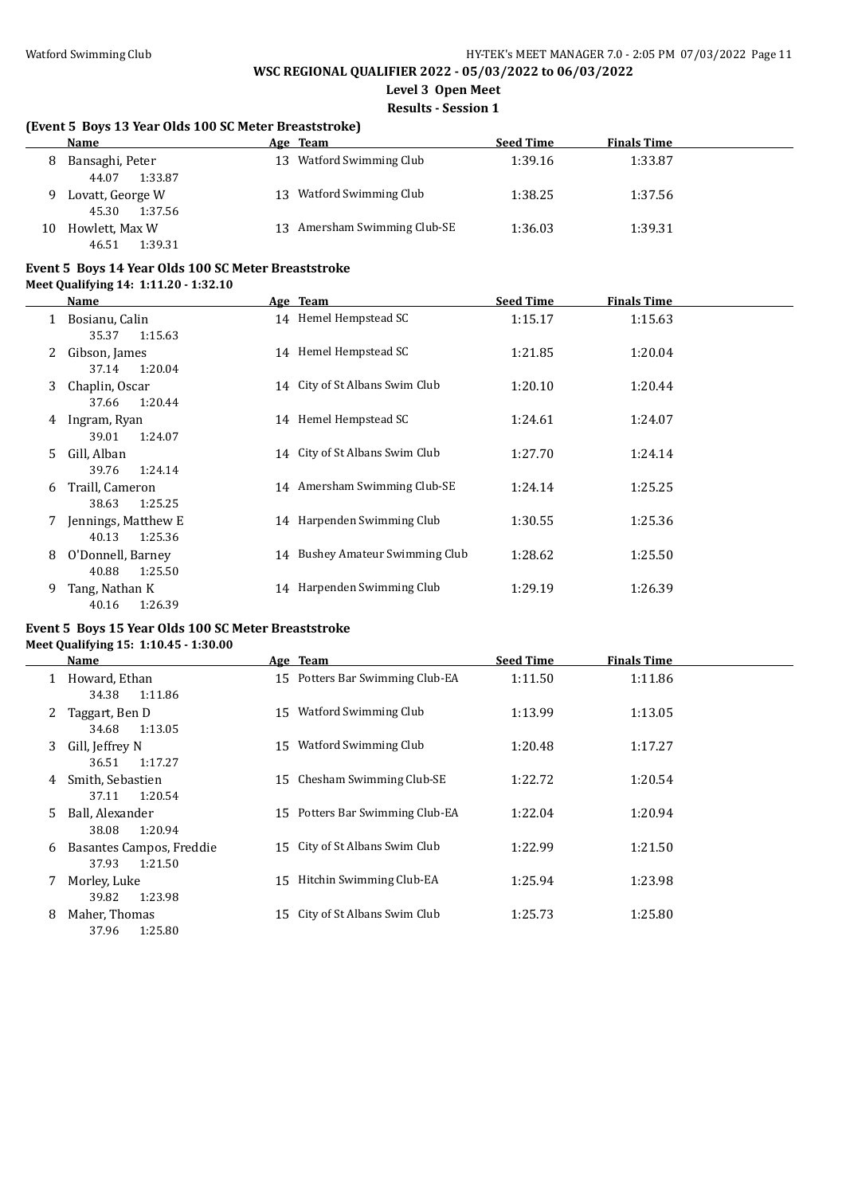**WSC REGIONAL QUALIFIER 2022 - 05/03/2022 to 06/03/2022**

**Level 3 Open Meet**

**Results - Session 1**

### (Event 5 Boys 13 Year Olds 100 SC Meter Breaststroke)

| | Name | Age | Team | Seed Time | Finals Time |
|---|---|---|---|---|---|
| 8 | Bansaghi, Peter<br>44.07 1:33.87 | 13 | Watford Swimming Club | 1:39.16 | 1:33.87 |
| 9 | Lovatt, George W<br>45.30 1:37.56 | 13 | Watford Swimming Club | 1:38.25 | 1:37.56 |
| 10 | Howlett, Max W<br>46.51 1:39.31 | 13 | Amersham Swimming Club-SE | 1:36.03 | 1:39.31 |

### Event 5 Boys 14 Year Olds 100 SC Meter Breaststroke

**Meet Qualifying 14: 1:11.20 - 1:32.10**

| | Name | Age | Team | Seed Time | Finals Time |
|---|---|---|---|---|---|
| 1 | Bosianu, Calin<br>35.37 1:15.63 | 14 | Hemel Hempstead SC | 1:15.17 | 1:15.63 |
| 2 | Gibson, James<br>37.14 1:20.04 | 14 | Hemel Hempstead SC | 1:21.85 | 1:20.04 |
| 3 | Chaplin, Oscar<br>37.66 1:20.44 | 14 | City of St Albans Swim Club | 1:20.10 | 1:20.44 |
| 4 | Ingram, Ryan<br>39.01 1:24.07 | 14 | Hemel Hempstead SC | 1:24.61 | 1:24.07 |
| 5 | Gill, Alban<br>39.76 1:24.14 | 14 | City of St Albans Swim Club | 1:27.70 | 1:24.14 |
| 6 | Traill, Cameron<br>38.63 1:25.25 | 14 | Amersham Swimming Club-SE | 1:24.14 | 1:25.25 |
| 7 | Jennings, Matthew E<br>40.13 1:25.36 | 14 | Harpenden Swimming Club | 1:30.55 | 1:25.36 |
| 8 | O'Donnell, Barney<br>40.88 1:25.50 | 14 | Bushey Amateur Swimming Club | 1:28.62 | 1:25.50 |
| 9 | Tang, Nathan K<br>40.16 1:26.39 | 14 | Harpenden Swimming Club | 1:29.19 | 1:26.39 |

### Event 5 Boys 15 Year Olds 100 SC Meter Breaststroke

**Meet Qualifying 15: 1:10.45 - 1:30.00**

| | Name | Age | Team | Seed Time | Finals Time |
|---|---|---|---|---|---|
| 1 | Howard, Ethan<br>34.38 1:11.86 | 15 | Potters Bar Swimming Club-EA | 1:11.50 | 1:11.86 |
| 2 | Taggart, Ben D<br>34.68 1:13.05 | 15 | Watford Swimming Club | 1:13.99 | 1:13.05 |
| 3 | Gill, Jeffrey N<br>36.51 1:17.27 | 15 | Watford Swimming Club | 1:20.48 | 1:17.27 |
| 4 | Smith, Sebastien<br>37.11 1:20.54 | 15 | Chesham Swimming Club-SE | 1:22.72 | 1:20.54 |
| 5 | Ball, Alexander<br>38.08 1:20.94 | 15 | Potters Bar Swimming Club-EA | 1:22.04 | 1:20.94 |
| 6 | Basantes Campos, Freddie<br>37.93 1:21.50 | 15 | City of St Albans Swim Club | 1:22.99 | 1:21.50 |
| 7 | Morley, Luke<br>39.82 1:23.98 | 15 | Hitchin Swimming Club-EA | 1:25.94 | 1:23.98 |
| 8 | Maher, Thomas<br>37.96 1:25.80 | 15 | City of St Albans Swim Club | 1:25.73 | 1:25.80 |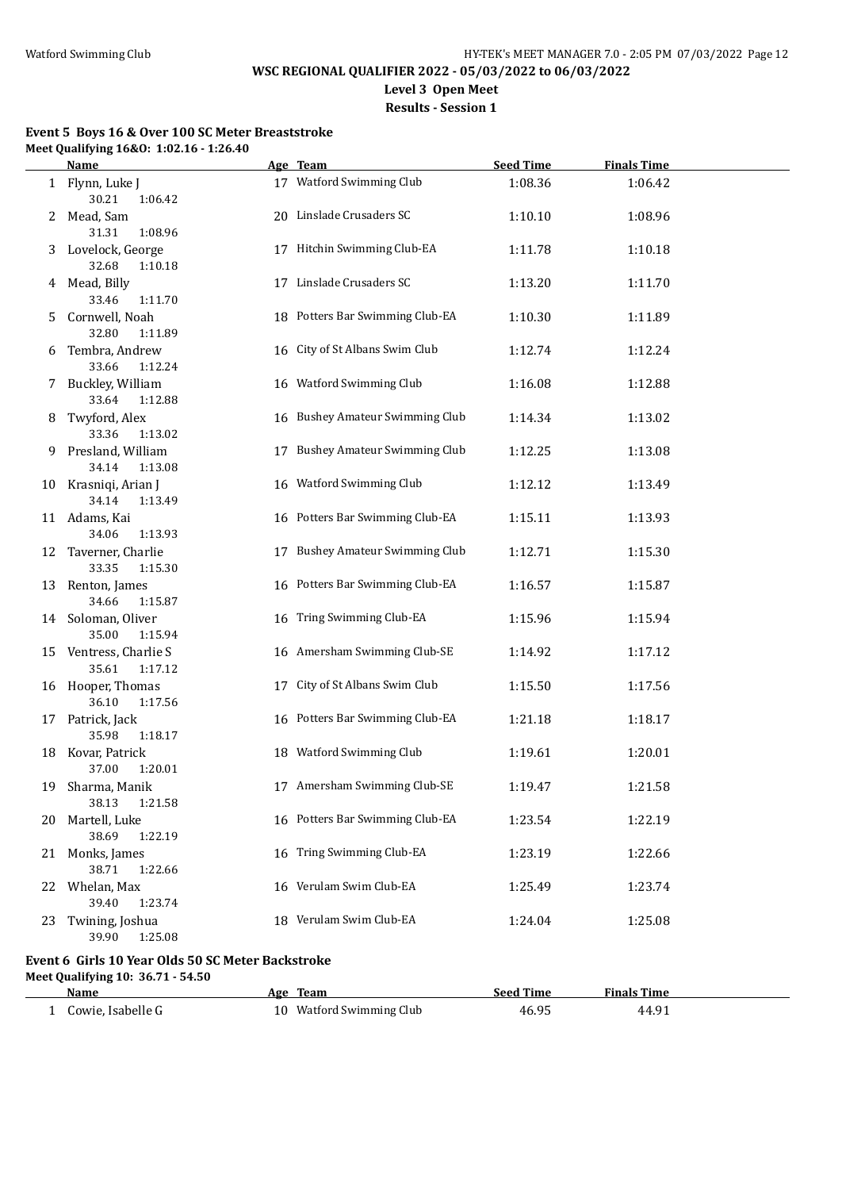## WSC REGIONAL QUALIFIER 2022 - 05/03/2022 to 06/03/2022

**Level 3 Open Meet**

**Results - Session 1**

### Event 5 Boys 16 & Over 100 SC Meter Breaststroke

**Meet Qualifying 16&O: 1:02.16 - 1:26.40**

| | Name | Age | Team | Seed Time | Finals Time |
|---|---|---|---|---|---|
| 1 | Flynn, Luke J | 17 | Watford Swimming Club | 1:08.36 | 1:06.42 |
| | 30.21 1:06.42 | | | | |
| 2 | Mead, Sam | 20 | Linslade Crusaders SC | 1:10.10 | 1:08.96 |
| | 31.31 1:08.96 | | | | |
| 3 | Lovelock, George | 17 | Hitchin Swimming Club-EA | 1:11.78 | 1:10.18 |
| | 32.68 1:10.18 | | | | |
| 4 | Mead, Billy | 17 | Linslade Crusaders SC | 1:13.20 | 1:11.70 |
| | 33.46 1:11.70 | | | | |
| 5 | Cornwell, Noah | 18 | Potters Bar Swimming Club-EA | 1:10.30 | 1:11.89 |
| | 32.80 1:11.89 | | | | |
| 6 | Tembra, Andrew | 16 | City of St Albans Swim Club | 1:12.74 | 1:12.24 |
| | 33.66 1:12.24 | | | | |
| 7 | Buckley, William | 16 | Watford Swimming Club | 1:16.08 | 1:12.88 |
| | 33.64 1:12.88 | | | | |
| 8 | Twyford, Alex | 16 | Bushey Amateur Swimming Club | 1:14.34 | 1:13.02 |
| | 33.36 1:13.02 | | | | |
| 9 | Presland, William | 17 | Bushey Amateur Swimming Club | 1:12.25 | 1:13.08 |
| | 34.14 1:13.08 | | | | |
| 10 | Krasniqi, Arian J | 16 | Watford Swimming Club | 1:12.12 | 1:13.49 |
| | 34.14 1:13.49 | | | | |
| 11 | Adams, Kai | 16 | Potters Bar Swimming Club-EA | 1:15.11 | 1:13.93 |
| | 34.06 1:13.93 | | | | |
| 12 | Taverner, Charlie | 17 | Bushey Amateur Swimming Club | 1:12.71 | 1:15.30 |
| | 33.35 1:15.30 | | | | |
| 13 | Renton, James | 16 | Potters Bar Swimming Club-EA | 1:16.57 | 1:15.87 |
| | 34.66 1:15.87 | | | | |
| 14 | Soloman, Oliver | 16 | Tring Swimming Club-EA | 1:15.96 | 1:15.94 |
| | 35.00 1:15.94 | | | | |
| 15 | Ventress, Charlie S | 16 | Amersham Swimming Club-SE | 1:14.92 | 1:17.12 |
| | 35.61 1:17.12 | | | | |
| 16 | Hooper, Thomas | 17 | City of St Albans Swim Club | 1:15.50 | 1:17.56 |
| | 36.10 1:17.56 | | | | |
| 17 | Patrick, Jack | 16 | Potters Bar Swimming Club-EA | 1:21.18 | 1:18.17 |
| | 35.98 1:18.17 | | | | |
| 18 | Kovar, Patrick | 18 | Watford Swimming Club | 1:19.61 | 1:20.01 |
| | 37.00 1:20.01 | | | | |
| 19 | Sharma, Manik | 17 | Amersham Swimming Club-SE | 1:19.47 | 1:21.58 |
| | 38.13 1:21.58 | | | | |
| 20 | Martell, Luke | 16 | Potters Bar Swimming Club-EA | 1:23.54 | 1:22.19 |
| | 38.69 1:22.19 | | | | |
| 21 | Monks, James | 16 | Tring Swimming Club-EA | 1:23.19 | 1:22.66 |
| | 38.71 1:22.66 | | | | |
| 22 | Whelan, Max | 16 | Verulam Swim Club-EA | 1:25.49 | 1:23.74 |
| | 39.40 1:23.74 | | | | |
| 23 | Twining, Joshua | 18 | Verulam Swim Club-EA | 1:24.04 | 1:25.08 |
| | 39.90 1:25.08 | | | | |

### Event 6 Girls 10 Year Olds 50 SC Meter Backstroke

**Meet Qualifying 10: 36.71 - 54.50**

| | Name | Age | Team | Seed Time | Finals Time |
|---|---|---|---|---|---|
| 1 | Cowie, Isabelle G | 10 | Watford Swimming Club | 46.95 | 44.91 |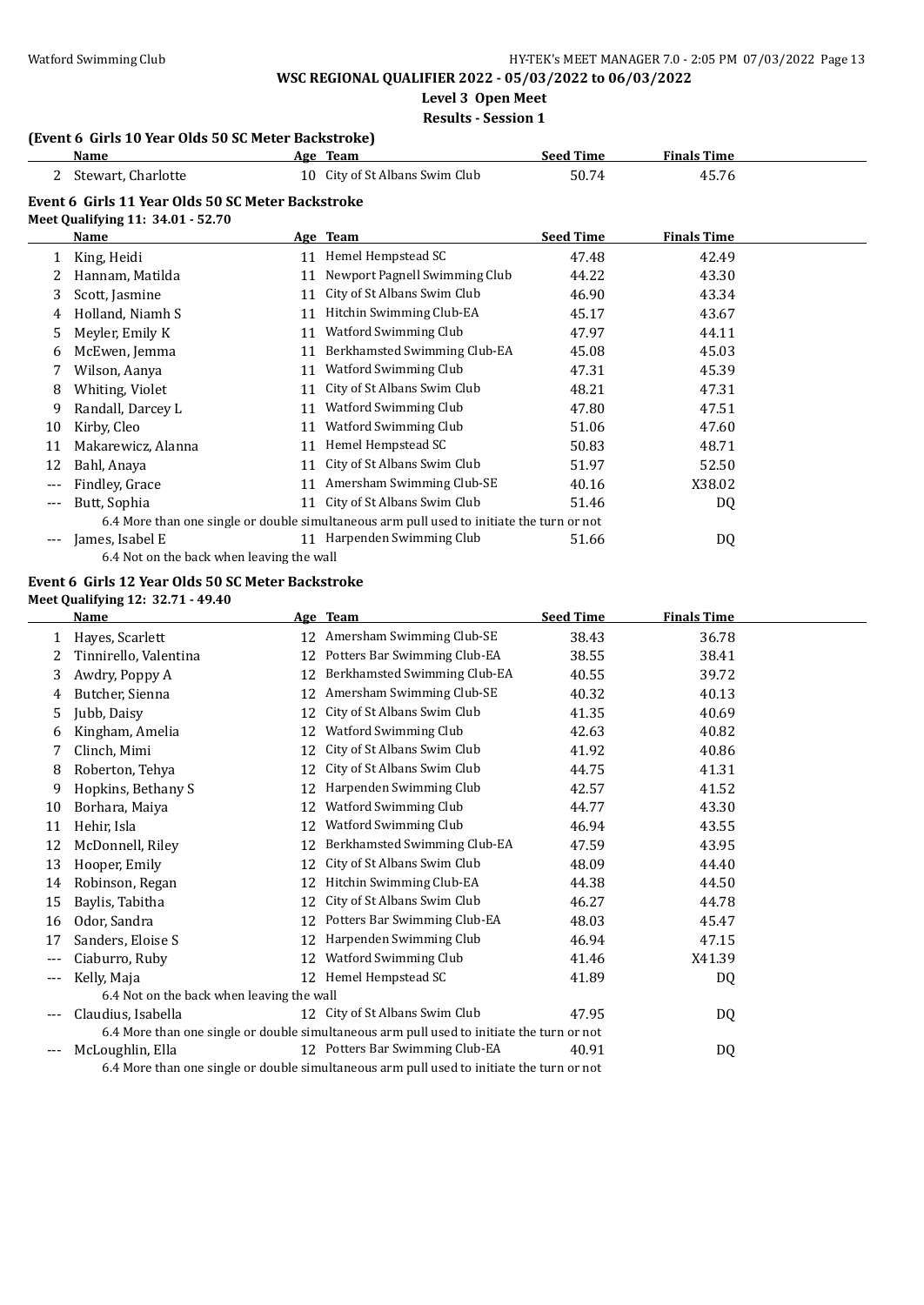**WSC REGIONAL QUALIFIER 2022 - 05/03/2022 to 06/03/2022**

**Level 3 Open Meet**

**Results - Session 1**

### (Event 6 Girls 10 Year Olds 50 SC Meter Backstroke)

| | Name | Age | Team | Seed Time | Finals Time |
|---|---|---|---|---|---|
| 2 | Stewart, Charlotte | 10 | City of St Albans Swim Club | 50.74 | 45.76 |

### Event 6 Girls 11 Year Olds 50 SC Meter Backstroke

**Meet Qualifying 11: 34.01 - 52.70**

| | Name | Age | Team | Seed Time | Finals Time |
|---|---|---|---|---|---|
| 1 | King, Heidi | 11 | Hemel Hempstead SC | 47.48 | 42.49 |
| 2 | Hannam, Matilda | 11 | Newport Pagnell Swimming Club | 44.22 | 43.30 |
| 3 | Scott, Jasmine | 11 | City of St Albans Swim Club | 46.90 | 43.34 |
| 4 | Holland, Niamh S | 11 | Hitchin Swimming Club-EA | 45.17 | 43.67 |
| 5 | Meyler, Emily K | 11 | Watford Swimming Club | 47.97 | 44.11 |
| 6 | McEwen, Jemma | 11 | Berkhamsted Swimming Club-EA | 45.08 | 45.03 |
| 7 | Wilson, Aanya | 11 | Watford Swimming Club | 47.31 | 45.39 |
| 8 | Whiting, Violet | 11 | City of St Albans Swim Club | 48.21 | 47.31 |
| 9 | Randall, Darcey L | 11 | Watford Swimming Club | 47.80 | 47.51 |
| 10 | Kirby, Cleo | 11 | Watford Swimming Club | 51.06 | 47.60 |
| 11 | Makarewicz, Alanna | 11 | Hemel Hempstead SC | 50.83 | 48.71 |
| 12 | Bahl, Anaya | 11 | City of St Albans Swim Club | 51.97 | 52.50 |
| --- | Findley, Grace | 11 | Amersham Swimming Club-SE | 40.16 | X38.02 |
| --- | Butt, Sophia | 11 | City of St Albans Swim Club | 51.46 | DQ |
| | 6.4 More than one single or double simultaneous arm pull used to initiate the turn or not | | | | |
| --- | James, Isabel E | 11 | Harpenden Swimming Club | 51.66 | DQ |
| | 6.4 Not on the back when leaving the wall | | | | |

### Event 6 Girls 12 Year Olds 50 SC Meter Backstroke

**Meet Qualifying 12: 32.71 - 49.40**

| | Name | Age | Team | Seed Time | Finals Time |
|---|---|---|---|---|---|
| 1 | Hayes, Scarlett | 12 | Amersham Swimming Club-SE | 38.43 | 36.78 |
| 2 | Tinnirello, Valentina | 12 | Potters Bar Swimming Club-EA | 38.55 | 38.41 |
| 3 | Awdry, Poppy A | 12 | Berkhamsted Swimming Club-EA | 40.55 | 39.72 |
| 4 | Butcher, Sienna | 12 | Amersham Swimming Club-SE | 40.32 | 40.13 |
| 5 | Jubb, Daisy | 12 | City of St Albans Swim Club | 41.35 | 40.69 |
| 6 | Kingham, Amelia | 12 | Watford Swimming Club | 42.63 | 40.82 |
| 7 | Clinch, Mimi | 12 | City of St Albans Swim Club | 41.92 | 40.86 |
| 8 | Roberton, Tehya | 12 | City of St Albans Swim Club | 44.75 | 41.31 |
| 9 | Hopkins, Bethany S | 12 | Harpenden Swimming Club | 42.57 | 41.52 |
| 10 | Borhara, Maiya | 12 | Watford Swimming Club | 44.77 | 43.30 |
| 11 | Hehir, Isla | 12 | Watford Swimming Club | 46.94 | 43.55 |
| 12 | McDonnell, Riley | 12 | Berkhamsted Swimming Club-EA | 47.59 | 43.95 |
| 13 | Hooper, Emily | 12 | City of St Albans Swim Club | 48.09 | 44.40 |
| 14 | Robinson, Regan | 12 | Hitchin Swimming Club-EA | 44.38 | 44.50 |
| 15 | Baylis, Tabitha | 12 | City of St Albans Swim Club | 46.27 | 44.78 |
| 16 | Odor, Sandra | 12 | Potters Bar Swimming Club-EA | 48.03 | 45.47 |
| 17 | Sanders, Eloise S | 12 | Harpenden Swimming Club | 46.94 | 47.15 |
| --- | Ciaburro, Ruby | 12 | Watford Swimming Club | 41.46 | X41.39 |
| --- | Kelly, Maja | 12 | Hemel Hempstead SC | 41.89 | DQ |
| | 6.4 Not on the back when leaving the wall | | | | |
| --- | Claudius, Isabella | 12 | City of St Albans Swim Club | 47.95 | DQ |
| | 6.4 More than one single or double simultaneous arm pull used to initiate the turn or not | | | | |
| --- | McLoughlin, Ella | 12 | Potters Bar Swimming Club-EA | 40.91 | DQ |
| | 6.4 More than one single or double simultaneous arm pull used to initiate the turn or not | | | | |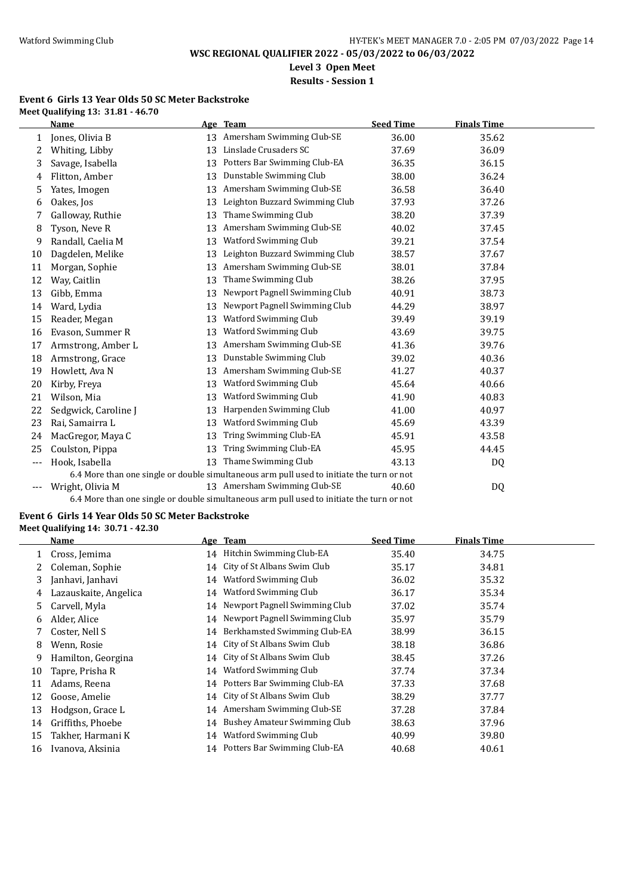# WSC REGIONAL QUALIFIER 2022 - 05/03/2022 to 06/03/2022

**Level 3 Open Meet**

**Results - Session 1**

### Event 6 Girls 13 Year Olds 50 SC Meter Backstroke

**Meet Qualifying 13: 31.81 - 46.70**

| | Name | Age | Team | Seed Time | Finals Time |
|---|---|---|---|---|---|
| 1 | Jones, Olivia B | 13 | Amersham Swimming Club-SE | 36.00 | 35.62 |
| 2 | Whiting, Libby | 13 | Linslade Crusaders SC | 37.69 | 36.09 |
| 3 | Savage, Isabella | 13 | Potters Bar Swimming Club-EA | 36.35 | 36.15 |
| 4 | Flitton, Amber | 13 | Dunstable Swimming Club | 38.00 | 36.24 |
| 5 | Yates, Imogen | 13 | Amersham Swimming Club-SE | 36.58 | 36.40 |
| 6 | Oakes, Jos | 13 | Leighton Buzzard Swimming Club | 37.93 | 37.26 |
| 7 | Galloway, Ruthie | 13 | Thame Swimming Club | 38.20 | 37.39 |
| 8 | Tyson, Neve R | 13 | Amersham Swimming Club-SE | 40.02 | 37.45 |
| 9 | Randall, Caelia M | 13 | Watford Swimming Club | 39.21 | 37.54 |
| 10 | Dagdelen, Melike | 13 | Leighton Buzzard Swimming Club | 38.57 | 37.67 |
| 11 | Morgan, Sophie | 13 | Amersham Swimming Club-SE | 38.01 | 37.84 |
| 12 | Way, Caitlin | 13 | Thame Swimming Club | 38.26 | 37.95 |
| 13 | Gibb, Emma | 13 | Newport Pagnell Swimming Club | 40.91 | 38.73 |
| 14 | Ward, Lydia | 13 | Newport Pagnell Swimming Club | 44.29 | 38.97 |
| 15 | Reader, Megan | 13 | Watford Swimming Club | 39.49 | 39.19 |
| 16 | Evason, Summer R | 13 | Watford Swimming Club | 43.69 | 39.75 |
| 17 | Armstrong, Amber L | 13 | Amersham Swimming Club-SE | 41.36 | 39.76 |
| 18 | Armstrong, Grace | 13 | Dunstable Swimming Club | 39.02 | 40.36 |
| 19 | Howlett, Ava N | 13 | Amersham Swimming Club-SE | 41.27 | 40.37 |
| 20 | Kirby, Freya | 13 | Watford Swimming Club | 45.64 | 40.66 |
| 21 | Wilson, Mia | 13 | Watford Swimming Club | 41.90 | 40.83 |
| 22 | Sedgwick, Caroline J | 13 | Harpenden Swimming Club | 41.00 | 40.97 |
| 23 | Rai, Samairra L | 13 | Watford Swimming Club | 45.69 | 43.39 |
| 24 | MacGregor, Maya C | 13 | Tring Swimming Club-EA | 45.91 | 43.58 |
| 25 | Coulston, Pippa | 13 | Tring Swimming Club-EA | 45.95 | 44.45 |
| --- | Hook, Isabella | 13 | Thame Swimming Club | 43.13 | DQ |
| | 6.4 More than one single or double simultaneous arm pull used to initiate the turn or not | | | | |
| --- | Wright, Olivia M | 13 | Amersham Swimming Club-SE | 40.60 | DQ |
| | 6.4 More than one single or double simultaneous arm pull used to initiate the turn or not | | | | |

### Event 6 Girls 14 Year Olds 50 SC Meter Backstroke

**Meet Qualifying 14: 30.71 - 42.30**

| | Name | Age | Team | Seed Time | Finals Time |
|---|---|---|---|---|---|
| 1 | Cross, Jemima | 14 | Hitchin Swimming Club-EA | 35.40 | 34.75 |
| 2 | Coleman, Sophie | 14 | City of St Albans Swim Club | 35.17 | 34.81 |
| 3 | Janhavi, Janhavi | 14 | Watford Swimming Club | 36.02 | 35.32 |
| 4 | Lazauskaite, Angelica | 14 | Watford Swimming Club | 36.17 | 35.34 |
| 5 | Carvell, Myla | 14 | Newport Pagnell Swimming Club | 37.02 | 35.74 |
| 6 | Alder, Alice | 14 | Newport Pagnell Swimming Club | 35.97 | 35.79 |
| 7 | Coster, Nell S | 14 | Berkhamsted Swimming Club-EA | 38.99 | 36.15 |
| 8 | Wenn, Rosie | 14 | City of St Albans Swim Club | 38.18 | 36.86 |
| 9 | Hamilton, Georgina | 14 | City of St Albans Swim Club | 38.45 | 37.26 |
| 10 | Tapre, Prisha R | 14 | Watford Swimming Club | 37.74 | 37.34 |
| 11 | Adams, Reena | 14 | Potters Bar Swimming Club-EA | 37.33 | 37.68 |
| 12 | Goose, Amelie | 14 | City of St Albans Swim Club | 38.29 | 37.77 |
| 13 | Hodgson, Grace L | 14 | Amersham Swimming Club-SE | 37.28 | 37.84 |
| 14 | Griffiths, Phoebe | 14 | Bushey Amateur Swimming Club | 38.63 | 37.96 |
| 15 | Takher, Harmani K | 14 | Watford Swimming Club | 40.99 | 39.80 |
| 16 | Ivanova, Aksinia | 14 | Potters Bar Swimming Club-EA | 40.68 | 40.61 |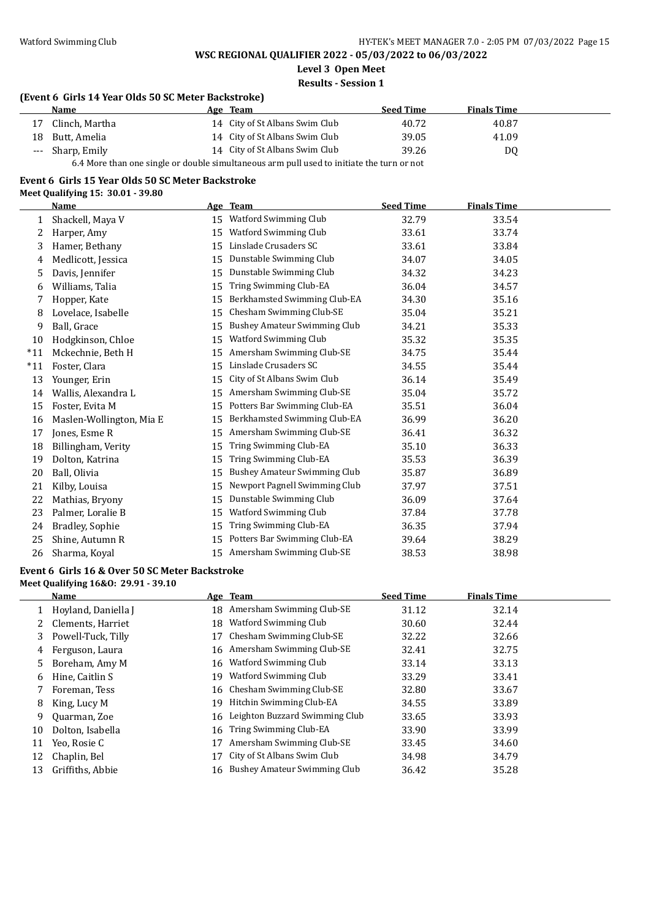## WSC REGIONAL QUALIFIER 2022 - 05/03/2022 to 06/03/2022

**Level 3 Open Meet**

**Results - Session 1**

### (Event 6 Girls 14 Year Olds 50 SC Meter Backstroke)

| | Name | Age | Team | Seed Time | Finals Time |
|---|---|---|---|---|---|
| 17 | Clinch, Martha | 14 | City of St Albans Swim Club | 40.72 | 40.87 |
| 18 | Butt, Amelia | 14 | City of St Albans Swim Club | 39.05 | 41.09 |
| --- | Sharp, Emily | 14 | City of St Albans Swim Club | 39.26 | DQ |

6.4 More than one single or double simultaneous arm pull used to initiate the turn or not

### Event 6 Girls 15 Year Olds 50 SC Meter Backstroke

**Meet Qualifying 15: 30.01 - 39.80**

| | Name | Age | Team | Seed Time | Finals Time |
|---|---|---|---|---|---|
| 1 | Shackell, Maya V | 15 | Watford Swimming Club | 32.79 | 33.54 |
| 2 | Harper, Amy | 15 | Watford Swimming Club | 33.61 | 33.74 |
| 3 | Hamer, Bethany | 15 | Linslade Crusaders SC | 33.61 | 33.84 |
| 4 | Medlicott, Jessica | 15 | Dunstable Swimming Club | 34.07 | 34.05 |
| 5 | Davis, Jennifer | 15 | Dunstable Swimming Club | 34.32 | 34.23 |
| 6 | Williams, Talia | 15 | Tring Swimming Club-EA | 36.04 | 34.57 |
| 7 | Hopper, Kate | 15 | Berkhamsted Swimming Club-EA | 34.30 | 35.16 |
| 8 | Lovelace, Isabelle | 15 | Chesham Swimming Club-SE | 35.04 | 35.21 |
| 9 | Ball, Grace | 15 | Bushey Amateur Swimming Club | 34.21 | 35.33 |
| 10 | Hodgkinson, Chloe | 15 | Watford Swimming Club | 35.32 | 35.35 |
| *11 | Mckechnie, Beth H | 15 | Amersham Swimming Club-SE | 34.75 | 35.44 |
| *11 | Foster, Clara | 15 | Linslade Crusaders SC | 34.55 | 35.44 |
| 13 | Younger, Erin | 15 | City of St Albans Swim Club | 36.14 | 35.49 |
| 14 | Wallis, Alexandra L | 15 | Amersham Swimming Club-SE | 35.04 | 35.72 |
| 15 | Foster, Evita M | 15 | Potters Bar Swimming Club-EA | 35.51 | 36.04 |
| 16 | Maslen-Wollington, Mia E | 15 | Berkhamsted Swimming Club-EA | 36.99 | 36.20 |
| 17 | Jones, Esme R | 15 | Amersham Swimming Club-SE | 36.41 | 36.32 |
| 18 | Billingham, Verity | 15 | Tring Swimming Club-EA | 35.10 | 36.33 |
| 19 | Dolton, Katrina | 15 | Tring Swimming Club-EA | 35.53 | 36.39 |
| 20 | Ball, Olivia | 15 | Bushey Amateur Swimming Club | 35.87 | 36.89 |
| 21 | Kilby, Louisa | 15 | Newport Pagnell Swimming Club | 37.97 | 37.51 |
| 22 | Mathias, Bryony | 15 | Dunstable Swimming Club | 36.09 | 37.64 |
| 23 | Palmer, Loralie B | 15 | Watford Swimming Club | 37.84 | 37.78 |
| 24 | Bradley, Sophie | 15 | Tring Swimming Club-EA | 36.35 | 37.94 |
| 25 | Shine, Autumn R | 15 | Potters Bar Swimming Club-EA | 39.64 | 38.29 |
| 26 | Sharma, Koyal | 15 | Amersham Swimming Club-SE | 38.53 | 38.98 |

### Event 6 Girls 16 & Over 50 SC Meter Backstroke

**Meet Qualifying 16&O: 29.91 - 39.10**

| | Name | Age | Team | Seed Time | Finals Time |
|---|---|---|---|---|---|
| 1 | Hoyland, Daniella J | 18 | Amersham Swimming Club-SE | 31.12 | 32.14 |
| 2 | Clements, Harriet | 18 | Watford Swimming Club | 30.60 | 32.44 |
| 3 | Powell-Tuck, Tilly | 17 | Chesham Swimming Club-SE | 32.22 | 32.66 |
| 4 | Ferguson, Laura | 16 | Amersham Swimming Club-SE | 32.41 | 32.75 |
| 5 | Boreham, Amy M | 16 | Watford Swimming Club | 33.14 | 33.13 |
| 6 | Hine, Caitlin S | 19 | Watford Swimming Club | 33.29 | 33.41 |
| 7 | Foreman, Tess | 16 | Chesham Swimming Club-SE | 32.80 | 33.67 |
| 8 | King, Lucy M | 19 | Hitchin Swimming Club-EA | 34.55 | 33.89 |
| 9 | Quarman, Zoe | 16 | Leighton Buzzard Swimming Club | 33.65 | 33.93 |
| 10 | Dolton, Isabella | 16 | Tring Swimming Club-EA | 33.90 | 33.99 |
| 11 | Yeo, Rosie C | 17 | Amersham Swimming Club-SE | 33.45 | 34.60 |
| 12 | Chaplin, Bel | 17 | City of St Albans Swim Club | 34.98 | 34.79 |
| 13 | Griffiths, Abbie | 16 | Bushey Amateur Swimming Club | 36.42 | 35.28 |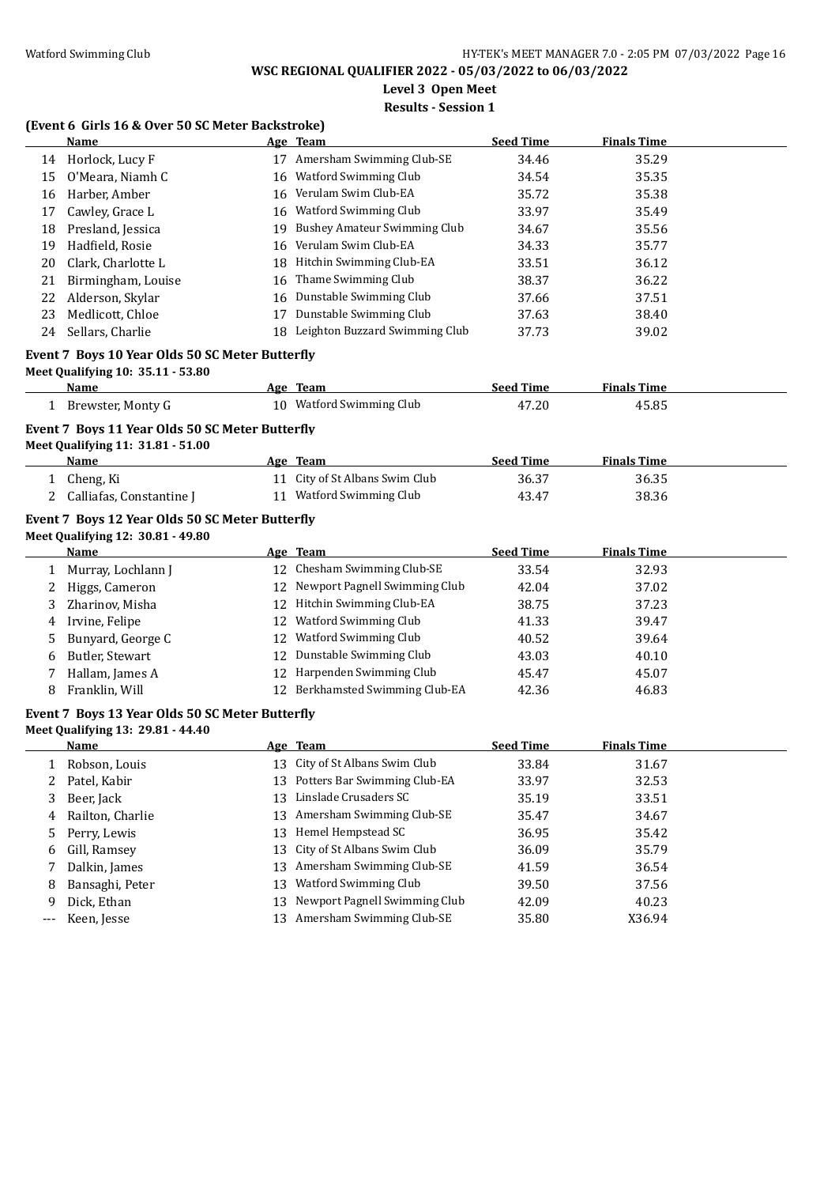**WSC REGIONAL QUALIFIER 2022 - 05/03/2022 to 06/03/2022**

**Level 3 Open Meet**

**Results - Session 1**

### (Event 6 Girls 16 & Over 50 SC Meter Backstroke)

| | Name | Age | Team | Seed Time | Finals Time |
|---|---|---|---|---|---|
| 14 | Horlock, Lucy F | 17 | Amersham Swimming Club-SE | 34.46 | 35.29 |
| 15 | O'Meara, Niamh C | 16 | Watford Swimming Club | 34.54 | 35.35 |
| 16 | Harber, Amber | 16 | Verulam Swim Club-EA | 35.72 | 35.38 |
| 17 | Cawley, Grace L | 16 | Watford Swimming Club | 33.97 | 35.49 |
| 18 | Presland, Jessica | 19 | Bushey Amateur Swimming Club | 34.67 | 35.56 |
| 19 | Hadfield, Rosie | 16 | Verulam Swim Club-EA | 34.33 | 35.77 |
| 20 | Clark, Charlotte L | 18 | Hitchin Swimming Club-EA | 33.51 | 36.12 |
| 21 | Birmingham, Louise | 16 | Thame Swimming Club | 38.37 | 36.22 |
| 22 | Alderson, Skylar | 16 | Dunstable Swimming Club | 37.66 | 37.51 |
| 23 | Medlicott, Chloe | 17 | Dunstable Swimming Club | 37.63 | 38.40 |
| 24 | Sellars, Charlie | 18 | Leighton Buzzard Swimming Club | 37.73 | 39.02 |

### Event 7 Boys 10 Year Olds 50 SC Meter Butterfly

Meet Qualifying 10: 35.11 - 53.80

| | Name | Age | Team | Seed Time | Finals Time |
|---|---|---|---|---|---|
| 1 | Brewster, Monty G | 10 | Watford Swimming Club | 47.20 | 45.85 |

### Event 7 Boys 11 Year Olds 50 SC Meter Butterfly

Meet Qualifying 11: 31.81 - 51.00

| | Name | Age | Team | Seed Time | Finals Time |
|---|---|---|---|---|---|
| 1 | Cheng, Ki | 11 | City of St Albans Swim Club | 36.37 | 36.35 |
| 2 | Calliafas, Constantine J | 11 | Watford Swimming Club | 43.47 | 38.36 |

### Event 7 Boys 12 Year Olds 50 SC Meter Butterfly

Meet Qualifying 12: 30.81 - 49.80

| | Name | Age | Team | Seed Time | Finals Time |
|---|---|---|---|---|---|
| 1 | Murray, Lochlann J | 12 | Chesham Swimming Club-SE | 33.54 | 32.93 |
| 2 | Higgs, Cameron | 12 | Newport Pagnell Swimming Club | 42.04 | 37.02 |
| 3 | Zharinov, Misha | 12 | Hitchin Swimming Club-EA | 38.75 | 37.23 |
| 4 | Irvine, Felipe | 12 | Watford Swimming Club | 41.33 | 39.47 |
| 5 | Bunyard, George C | 12 | Watford Swimming Club | 40.52 | 39.64 |
| 6 | Butler, Stewart | 12 | Dunstable Swimming Club | 43.03 | 40.10 |
| 7 | Hallam, James A | 12 | Harpenden Swimming Club | 45.47 | 45.07 |
| 8 | Franklin, Will | 12 | Berkhamsted Swimming Club-EA | 42.36 | 46.83 |

### Event 7 Boys 13 Year Olds 50 SC Meter Butterfly

Meet Qualifying 13: 29.81 - 44.40

| | Name | Age | Team | Seed Time | Finals Time |
|---|---|---|---|---|---|
| 1 | Robson, Louis | 13 | City of St Albans Swim Club | 33.84 | 31.67 |
| 2 | Patel, Kabir | 13 | Potters Bar Swimming Club-EA | 33.97 | 32.53 |
| 3 | Beer, Jack | 13 | Linslade Crusaders SC | 35.19 | 33.51 |
| 4 | Railton, Charlie | 13 | Amersham Swimming Club-SE | 35.47 | 34.67 |
| 5 | Perry, Lewis | 13 | Hemel Hempstead SC | 36.95 | 35.42 |
| 6 | Gill, Ramsey | 13 | City of St Albans Swim Club | 36.09 | 35.79 |
| 7 | Dalkin, James | 13 | Amersham Swimming Club-SE | 41.59 | 36.54 |
| 8 | Bansaghi, Peter | 13 | Watford Swimming Club | 39.50 | 37.56 |
| 9 | Dick, Ethan | 13 | Newport Pagnell Swimming Club | 42.09 | 40.23 |
| --- | Keen, Jesse | 13 | Amersham Swimming Club-SE | 35.80 | X36.94 |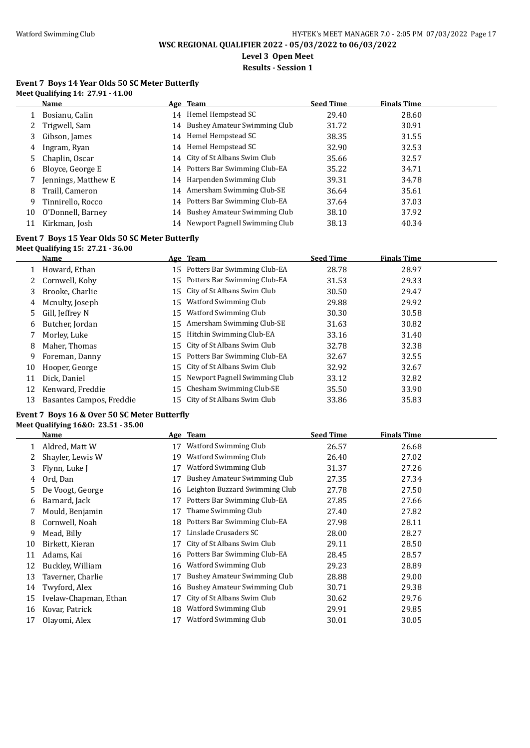**WSC REGIONAL QUALIFIER 2022 - 05/03/2022 to 06/03/2022**

**Level 3 Open Meet**

**Results - Session 1**

### Event 7 Boys 14 Year Olds 50 SC Meter Butterfly

**Meet Qualifying 14: 27.91 - 41.00**

| | Name | Age | Team | Seed Time | Finals Time |
|---|---|---|---|---|---|
| 1 | Bosianu, Calin | 14 | Hemel Hempstead SC | 29.40 | 28.60 |
| 2 | Trigwell, Sam | 14 | Bushey Amateur Swimming Club | 31.72 | 30.91 |
| 3 | Gibson, James | 14 | Hemel Hempstead SC | 38.35 | 31.55 |
| 4 | Ingram, Ryan | 14 | Hemel Hempstead SC | 32.90 | 32.53 |
| 5 | Chaplin, Oscar | 14 | City of St Albans Swim Club | 35.66 | 32.57 |
| 6 | Bloyce, George E | 14 | Potters Bar Swimming Club-EA | 35.22 | 34.71 |
| 7 | Jennings, Matthew E | 14 | Harpenden Swimming Club | 39.31 | 34.78 |
| 8 | Traill, Cameron | 14 | Amersham Swimming Club-SE | 36.64 | 35.61 |
| 9 | Tinnirello, Rocco | 14 | Potters Bar Swimming Club-EA | 37.64 | 37.03 |
| 10 | O'Donnell, Barney | 14 | Bushey Amateur Swimming Club | 38.10 | 37.92 |
| 11 | Kirkman, Josh | 14 | Newport Pagnell Swimming Club | 38.13 | 40.34 |

### Event 7 Boys 15 Year Olds 50 SC Meter Butterfly

**Meet Qualifying 15: 27.21 - 36.00**

| | Name | Age | Team | Seed Time | Finals Time |
|---|---|---|---|---|---|
| 1 | Howard, Ethan | 15 | Potters Bar Swimming Club-EA | 28.78 | 28.97 |
| 2 | Cornwell, Koby | 15 | Potters Bar Swimming Club-EA | 31.53 | 29.33 |
| 3 | Brooke, Charlie | 15 | City of St Albans Swim Club | 30.50 | 29.47 |
| 4 | Mcnulty, Joseph | 15 | Watford Swimming Club | 29.88 | 29.92 |
| 5 | Gill, Jeffrey N | 15 | Watford Swimming Club | 30.30 | 30.58 |
| 6 | Butcher, Jordan | 15 | Amersham Swimming Club-SE | 31.63 | 30.82 |
| 7 | Morley, Luke | 15 | Hitchin Swimming Club-EA | 33.16 | 31.40 |
| 8 | Maher, Thomas | 15 | City of St Albans Swim Club | 32.78 | 32.38 |
| 9 | Foreman, Danny | 15 | Potters Bar Swimming Club-EA | 32.67 | 32.55 |
| 10 | Hooper, George | 15 | City of St Albans Swim Club | 32.92 | 32.67 |
| 11 | Dick, Daniel | 15 | Newport Pagnell Swimming Club | 33.12 | 32.82 |
| 12 | Kenward, Freddie | 15 | Chesham Swimming Club-SE | 35.50 | 33.90 |
| 13 | Basantes Campos, Freddie | 15 | City of St Albans Swim Club | 33.86 | 35.83 |

### Event 7 Boys 16 & Over 50 SC Meter Butterfly

**Meet Qualifying 16&O: 23.51 - 35.00**

| | Name | Age | Team | Seed Time | Finals Time |
|---|---|---|---|---|---|
| 1 | Aldred, Matt W | 17 | Watford Swimming Club | 26.57 | 26.68 |
| 2 | Shayler, Lewis W | 19 | Watford Swimming Club | 26.40 | 27.02 |
| 3 | Flynn, Luke J | 17 | Watford Swimming Club | 31.37 | 27.26 |
| 4 | Ord, Dan | 17 | Bushey Amateur Swimming Club | 27.35 | 27.34 |
| 5 | De Voogt, George | 16 | Leighton Buzzard Swimming Club | 27.78 | 27.50 |
| 6 | Barnard, Jack | 17 | Potters Bar Swimming Club-EA | 27.85 | 27.66 |
| 7 | Mould, Benjamin | 17 | Thame Swimming Club | 27.40 | 27.82 |
| 8 | Cornwell, Noah | 18 | Potters Bar Swimming Club-EA | 27.98 | 28.11 |
| 9 | Mead, Billy | 17 | Linslade Crusaders SC | 28.00 | 28.27 |
| 10 | Birkett, Kieran | 17 | City of St Albans Swim Club | 29.11 | 28.50 |
| 11 | Adams, Kai | 16 | Potters Bar Swimming Club-EA | 28.45 | 28.57 |
| 12 | Buckley, William | 16 | Watford Swimming Club | 29.23 | 28.89 |
| 13 | Taverner, Charlie | 17 | Bushey Amateur Swimming Club | 28.88 | 29.00 |
| 14 | Twyford, Alex | 16 | Bushey Amateur Swimming Club | 30.71 | 29.38 |
| 15 | Ivelaw-Chapman, Ethan | 17 | City of St Albans Swim Club | 30.62 | 29.76 |
| 16 | Kovar, Patrick | 18 | Watford Swimming Club | 29.91 | 29.85 |
| 17 | Olayomi, Alex | 17 | Watford Swimming Club | 30.01 | 30.05 |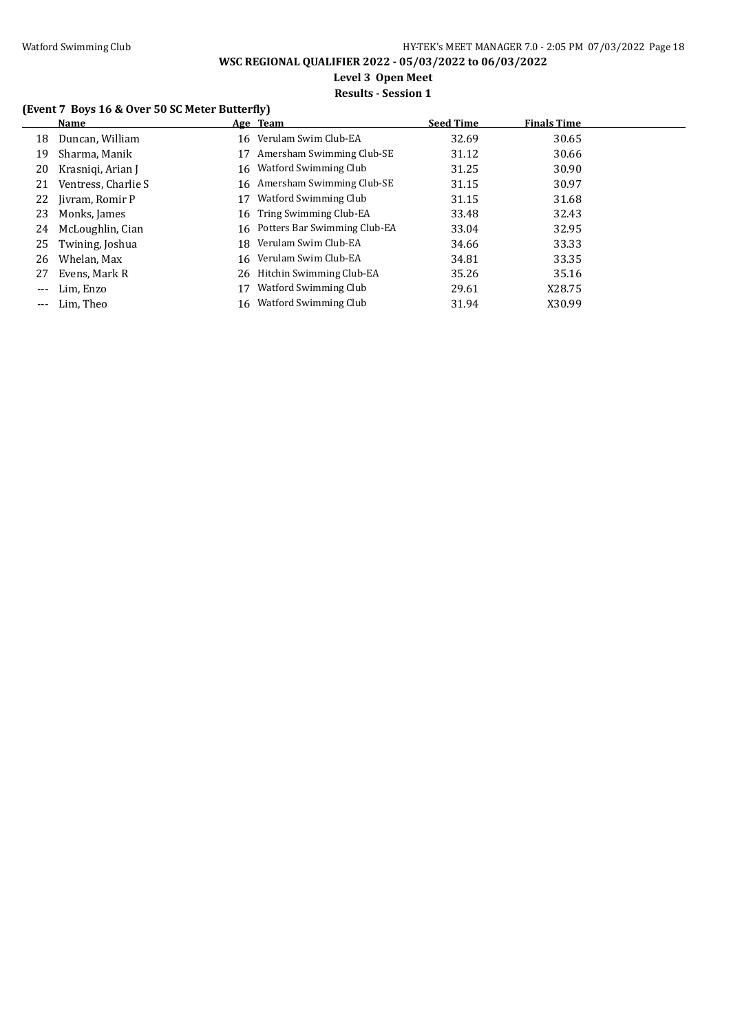**WSC REGIONAL QUALIFIER 2022 - 05/03/2022 to 06/03/2022**

**Level 3 Open Meet**

**Results - Session 1**

### (Event 7 Boys 16 & Over 50 SC Meter Butterfly)

| | Name | Age | Team | Seed Time | Finals Time |
|---|---|---|---|---|---|
| 18 | Duncan, William | 16 | Verulam Swim Club-EA | 32.69 | 30.65 |
| 19 | Sharma, Manik | 17 | Amersham Swimming Club-SE | 31.12 | 30.66 |
| 20 | Krasniqi, Arian J | 16 | Watford Swimming Club | 31.25 | 30.90 |
| 21 | Ventress, Charlie S | 16 | Amersham Swimming Club-SE | 31.15 | 30.97 |
| 22 | Jivram, Romir P | 17 | Watford Swimming Club | 31.15 | 31.68 |
| 23 | Monks, James | 16 | Tring Swimming Club-EA | 33.48 | 32.43 |
| 24 | McLoughlin, Cian | 16 | Potters Bar Swimming Club-EA | 33.04 | 32.95 |
| 25 | Twining, Joshua | 18 | Verulam Swim Club-EA | 34.66 | 33.33 |
| 26 | Whelan, Max | 16 | Verulam Swim Club-EA | 34.81 | 33.35 |
| 27 | Evens, Mark R | 26 | Hitchin Swimming Club-EA | 35.26 | 35.16 |
| --- | Lim, Enzo | 17 | Watford Swimming Club | 29.61 | X28.75 |
| --- | Lim, Theo | 16 | Watford Swimming Club | 31.94 | X30.99 |